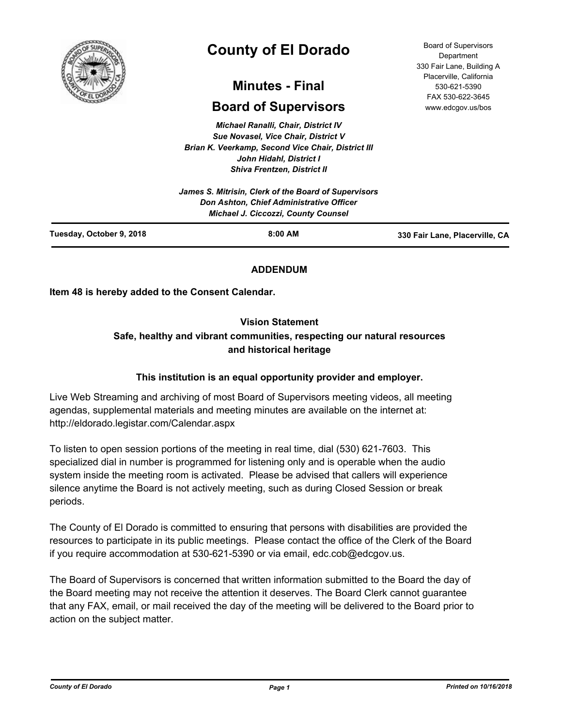# County of El Dorado

## Minutes - Final

## Board of Supervisors

*Michael Ranalli, Chair, District IV*
*Sue Novasel, Vice Chair, District V*
*Brian K. Veerkamp, Second Vice Chair, District III*
*John Hidahl, District I*
*Shiva Frentzen, District II*

*James S. Mitrisin, Clerk of the Board of Supervisors*
*Don Ashton, Chief Administrative Officer*
*Michael J. Ciccozzi, County Counsel*

Board of Supervisors Department
330 Fair Lane, Building A
Placerville, California
530-621-5390
FAX 530-622-3645
www.edcgov.us/bos

**Tuesday, October 9, 2018** | **8:00 AM** | **330 Fair Lane, Placerville, CA**

**ADDENDUM**

**Item 48 is hereby added to the Consent Calendar.**

**Vision Statement**
**Safe, healthy and vibrant communities, respecting our natural resources and historical heritage**

**This institution is an equal opportunity provider and employer.**

Live Web Streaming and archiving of most Board of Supervisors meeting videos, all meeting agendas, supplemental materials and meeting minutes are available on the internet at: http://eldorado.legistar.com/Calendar.aspx

To listen to open session portions of the meeting in real time, dial (530) 621-7603. This specialized dial in number is programmed for listening only and is operable when the audio system inside the meeting room is activated. Please be advised that callers will experience silence anytime the Board is not actively meeting, such as during Closed Session or break periods.

The County of El Dorado is committed to ensuring that persons with disabilities are provided the resources to participate in its public meetings. Please contact the office of the Clerk of the Board if you require accommodation at 530-621-5390 or via email, edc.cob@edcgov.us.

The Board of Supervisors is concerned that written information submitted to the Board the day of the Board meeting may not receive the attention it deserves. The Board Clerk cannot guarantee that any FAX, email, or mail received the day of the meeting will be delivered to the Board prior to action on the subject matter.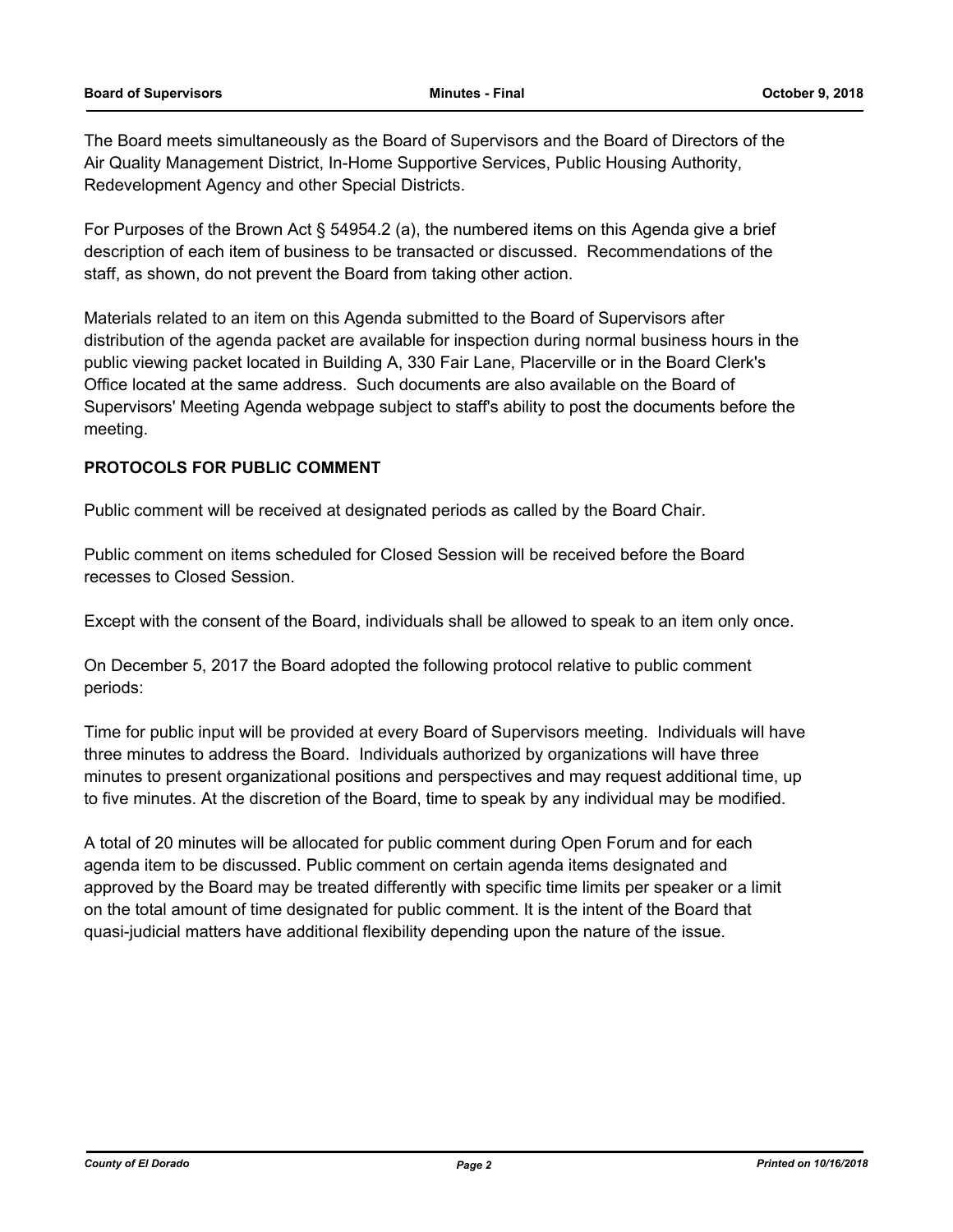The Board meets simultaneously as the Board of Supervisors and the Board of Directors of the Air Quality Management District, In-Home Supportive Services, Public Housing Authority, Redevelopment Agency and other Special Districts.

For Purposes of the Brown Act § 54954.2 (a), the numbered items on this Agenda give a brief description of each item of business to be transacted or discussed. Recommendations of the staff, as shown, do not prevent the Board from taking other action.

Materials related to an item on this Agenda submitted to the Board of Supervisors after distribution of the agenda packet are available for inspection during normal business hours in the public viewing packet located in Building A, 330 Fair Lane, Placerville or in the Board Clerk's Office located at the same address. Such documents are also available on the Board of Supervisors' Meeting Agenda webpage subject to staff's ability to post the documents before the meeting.

**PROTOCOLS FOR PUBLIC COMMENT**

Public comment will be received at designated periods as called by the Board Chair.

Public comment on items scheduled for Closed Session will be received before the Board recesses to Closed Session.

Except with the consent of the Board, individuals shall be allowed to speak to an item only once.

On December 5, 2017 the Board adopted the following protocol relative to public comment periods:

Time for public input will be provided at every Board of Supervisors meeting. Individuals will have three minutes to address the Board. Individuals authorized by organizations will have three minutes to present organizational positions and perspectives and may request additional time, up to five minutes. At the discretion of the Board, time to speak by any individual may be modified.

A total of 20 minutes will be allocated for public comment during Open Forum and for each agenda item to be discussed. Public comment on certain agenda items designated and approved by the Board may be treated differently with specific time limits per speaker or a limit on the total amount of time designated for public comment. It is the intent of the Board that quasi-judicial matters have additional flexibility depending upon the nature of the issue.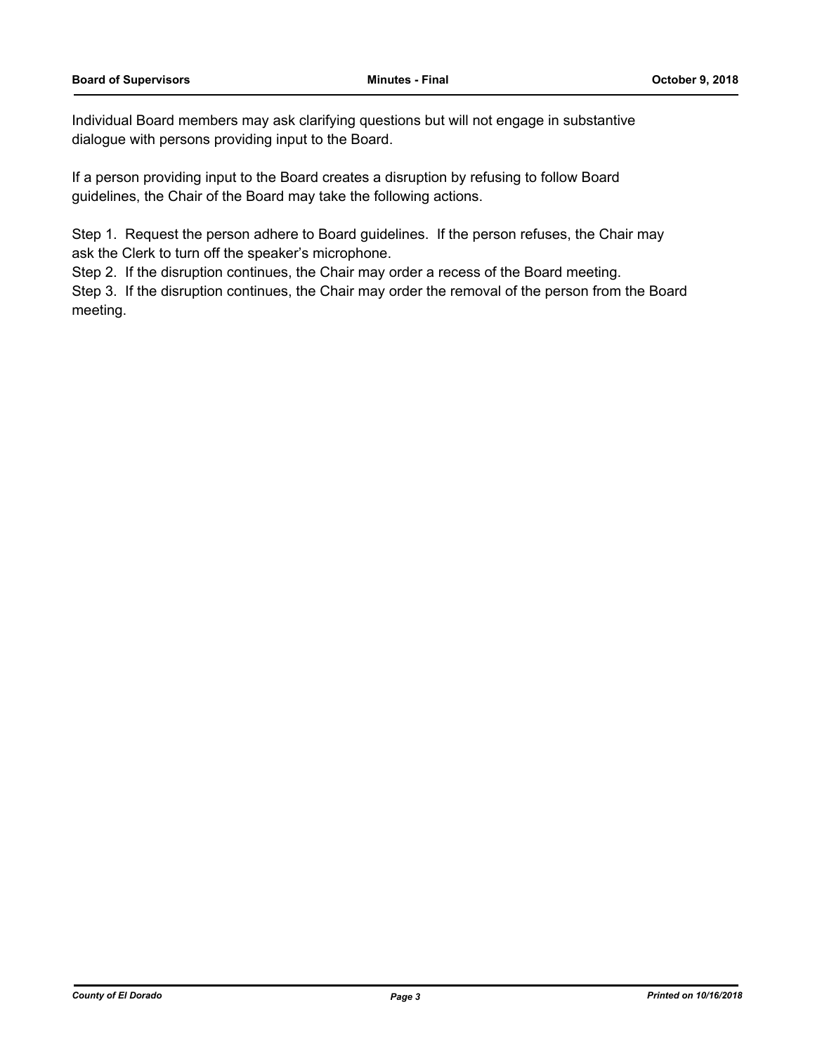Individual Board members may ask clarifying questions but will not engage in substantive dialogue with persons providing input to the Board.

If a person providing input to the Board creates a disruption by refusing to follow Board guidelines, the Chair of the Board may take the following actions.

Step 1. Request the person adhere to Board guidelines. If the person refuses, the Chair may ask the Clerk to turn off the speaker's microphone.
Step 2. If the disruption continues, the Chair may order a recess of the Board meeting.
Step 3. If the disruption continues, the Chair may order the removal of the person from the Board meeting.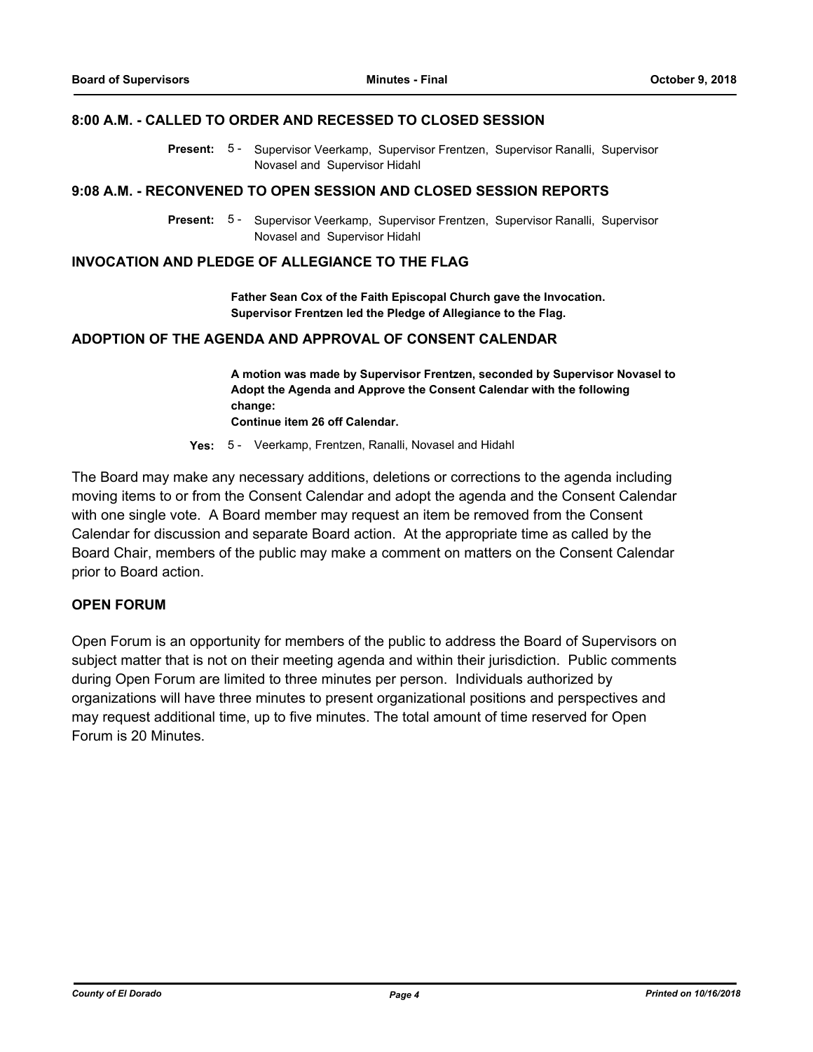### 8:00 A.M. - CALLED TO ORDER AND RECESSED TO CLOSED SESSION

**Present:** 5 - Supervisor Veerkamp, Supervisor Frentzen, Supervisor Ranalli, Supervisor Novasel and Supervisor Hidahl

### 9:08 A.M. - RECONVENED TO OPEN SESSION AND CLOSED SESSION REPORTS

**Present:** 5 - Supervisor Veerkamp, Supervisor Frentzen, Supervisor Ranalli, Supervisor Novasel and Supervisor Hidahl

### INVOCATION AND PLEDGE OF ALLEGIANCE TO THE FLAG

**Father Sean Cox of the Faith Episcopal Church gave the Invocation.**
**Supervisor Frentzen led the Pledge of Allegiance to the Flag.**

### ADOPTION OF THE AGENDA AND APPROVAL OF CONSENT CALENDAR

**A motion was made by Supervisor Frentzen, seconded by Supervisor Novasel to Adopt the Agenda and Approve the Consent Calendar with the following change:**
**Continue item 26 off Calendar.**

**Yes:** 5 - Veerkamp, Frentzen, Ranalli, Novasel and Hidahl

The Board may make any necessary additions, deletions or corrections to the agenda including moving items to or from the Consent Calendar and adopt the agenda and the Consent Calendar with one single vote. A Board member may request an item be removed from the Consent Calendar for discussion and separate Board action. At the appropriate time as called by the Board Chair, members of the public may make a comment on matters on the Consent Calendar prior to Board action.

### OPEN FORUM

Open Forum is an opportunity for members of the public to address the Board of Supervisors on subject matter that is not on their meeting agenda and within their jurisdiction. Public comments during Open Forum are limited to three minutes per person. Individuals authorized by organizations will have three minutes to present organizational positions and perspectives and may request additional time, up to five minutes. The total amount of time reserved for Open Forum is 20 Minutes.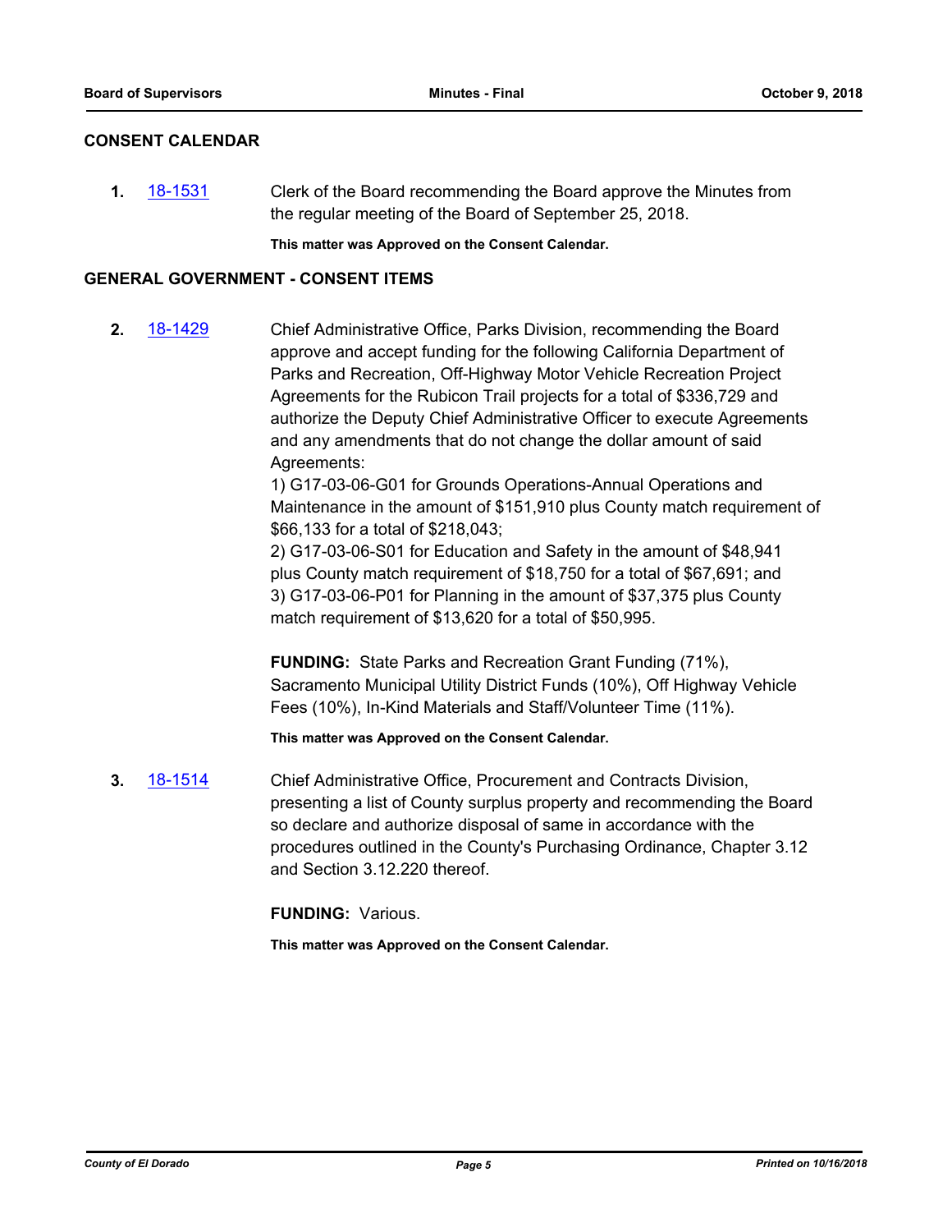## CONSENT CALENDAR

**1.** 18-1531 Clerk of the Board recommending the Board approve the Minutes from the regular meeting of the Board of September 25, 2018.

**This matter was Approved on the Consent Calendar.**

## GENERAL GOVERNMENT - CONSENT ITEMS

**2.** 18-1429 Chief Administrative Office, Parks Division, recommending the Board approve and accept funding for the following California Department of Parks and Recreation, Off-Highway Motor Vehicle Recreation Project Agreements for the Rubicon Trail projects for a total of $336,729 and authorize the Deputy Chief Administrative Officer to execute Agreements and any amendments that do not change the dollar amount of said Agreements:
1) G17-03-06-G01 for Grounds Operations-Annual Operations and Maintenance in the amount of $151,910 plus County match requirement of $66,133 for a total of $218,043;
2) G17-03-06-S01 for Education and Safety in the amount of $48,941 plus County match requirement of $18,750 for a total of $67,691; and
3) G17-03-06-P01 for Planning in the amount of $37,375 plus County match requirement of $13,620 for a total of $50,995.

**FUNDING:** State Parks and Recreation Grant Funding (71%), Sacramento Municipal Utility District Funds (10%), Off Highway Vehicle Fees (10%), In-Kind Materials and Staff/Volunteer Time (11%).

**This matter was Approved on the Consent Calendar.**

**3.** 18-1514 Chief Administrative Office, Procurement and Contracts Division, presenting a list of County surplus property and recommending the Board so declare and authorize disposal of same in accordance with the procedures outlined in the County's Purchasing Ordinance, Chapter 3.12 and Section 3.12.220 thereof.

**FUNDING:** Various.

**This matter was Approved on the Consent Calendar.**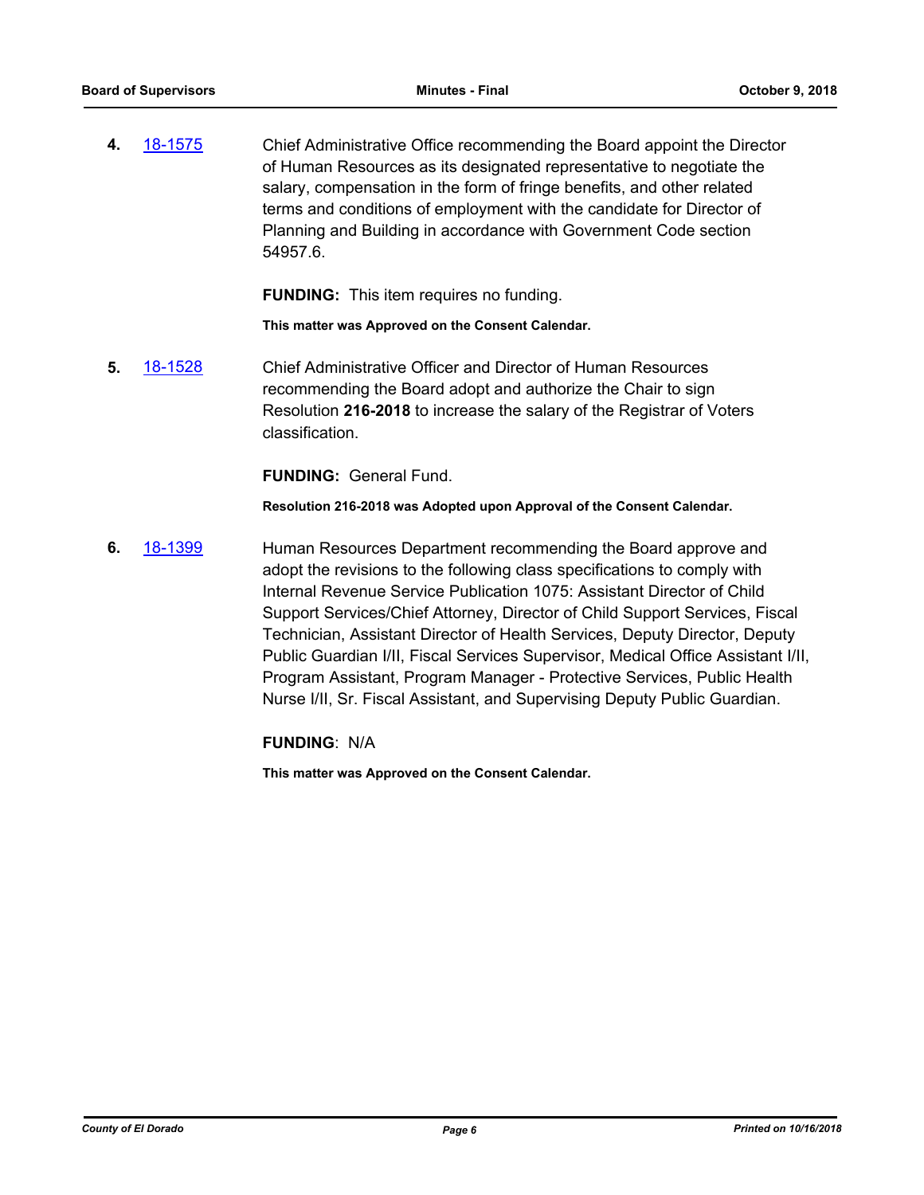**4.** [18-1575](18-1575) Chief Administrative Office recommending the Board appoint the Director of Human Resources as its designated representative to negotiate the salary, compensation in the form of fringe benefits, and other related terms and conditions of employment with the candidate for Director of Planning and Building in accordance with Government Code section 54957.6.

**FUNDING:** This item requires no funding.

**This matter was Approved on the Consent Calendar.**

**5.** [18-1528](18-1528) Chief Administrative Officer and Director of Human Resources recommending the Board adopt and authorize the Chair to sign Resolution **216-2018** to increase the salary of the Registrar of Voters classification.

**FUNDING:** General Fund.

**Resolution 216-2018 was Adopted upon Approval of the Consent Calendar.**

**6.** [18-1399](18-1399) Human Resources Department recommending the Board approve and adopt the revisions to the following class specifications to comply with Internal Revenue Service Publication 1075: Assistant Director of Child Support Services/Chief Attorney, Director of Child Support Services, Fiscal Technician, Assistant Director of Health Services, Deputy Director, Deputy Public Guardian I/II, Fiscal Services Supervisor, Medical Office Assistant I/II, Program Assistant, Program Manager - Protective Services, Public Health Nurse I/II, Sr. Fiscal Assistant, and Supervising Deputy Public Guardian.

**FUNDING**: N/A

**This matter was Approved on the Consent Calendar.**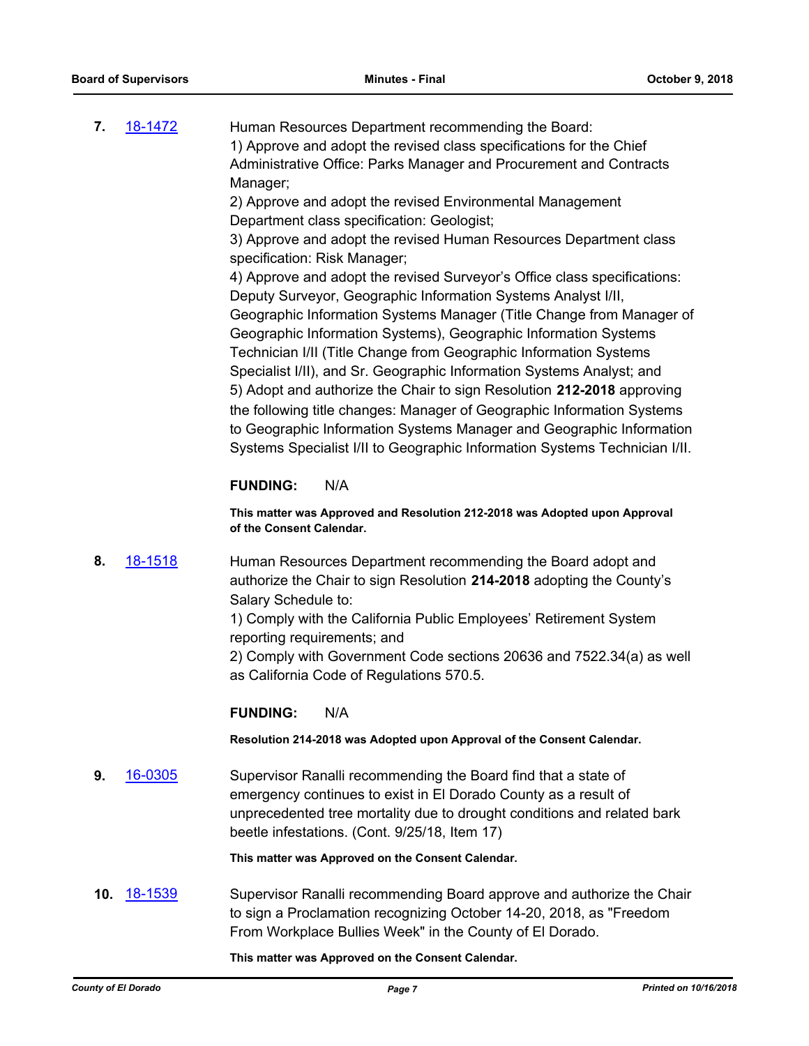**7.** 18-1472

Human Resources Department recommending the Board:
1) Approve and adopt the revised class specifications for the Chief Administrative Office: Parks Manager and Procurement and Contracts Manager;
2) Approve and adopt the revised Environmental Management Department class specification: Geologist;
3) Approve and adopt the revised Human Resources Department class specification: Risk Manager;
4) Approve and adopt the revised Surveyor's Office class specifications: Deputy Surveyor, Geographic Information Systems Analyst I/II, Geographic Information Systems Manager (Title Change from Manager of Geographic Information Systems), Geographic Information Systems Technician I/II (Title Change from Geographic Information Systems Specialist I/II), and Sr. Geographic Information Systems Analyst; and
5) Adopt and authorize the Chair to sign Resolution **212-2018** approving the following title changes: Manager of Geographic Information Systems to Geographic Information Systems Manager and Geographic Information Systems Specialist I/II to Geographic Information Systems Technician I/II.

**FUNDING:** N/A

**This matter was Approved and Resolution 212-2018 was Adopted upon Approval of the Consent Calendar.**

**8.** 18-1518

Human Resources Department recommending the Board adopt and authorize the Chair to sign Resolution **214-2018** adopting the County's Salary Schedule to:
1) Comply with the California Public Employees' Retirement System reporting requirements; and
2) Comply with Government Code sections 20636 and 7522.34(a) as well as California Code of Regulations 570.5.

**FUNDING:** N/A

**Resolution 214-2018 was Adopted upon Approval of the Consent Calendar.**

**9.** 16-0305

Supervisor Ranalli recommending the Board find that a state of emergency continues to exist in El Dorado County as a result of unprecedented tree mortality due to drought conditions and related bark beetle infestations. (Cont. 9/25/18, Item 17)

**This matter was Approved on the Consent Calendar.**

**10.** 18-1539

Supervisor Ranalli recommending Board approve and authorize the Chair to sign a Proclamation recognizing October 14-20, 2018, as "Freedom From Workplace Bullies Week" in the County of El Dorado.

**This matter was Approved on the Consent Calendar.**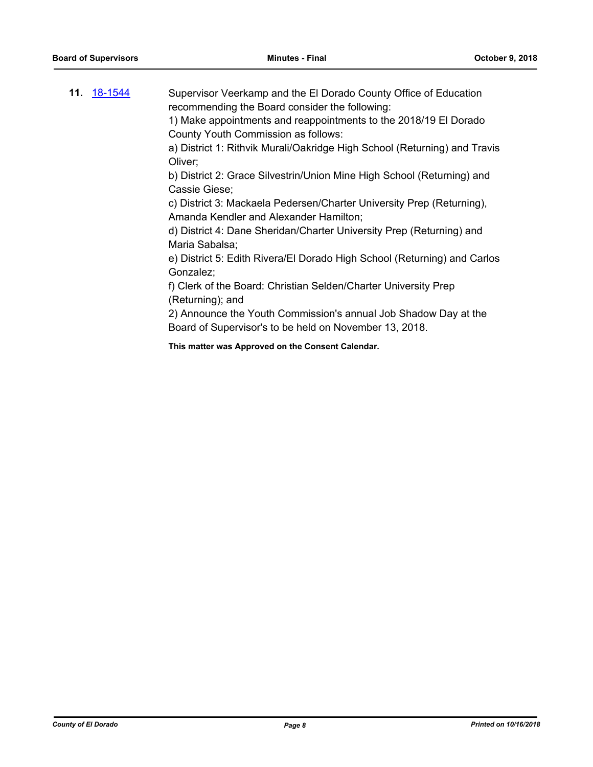**11.** [18-1544]

Supervisor Veerkamp and the El Dorado County Office of Education recommending the Board consider the following:

1) Make appointments and reappointments to the 2018/19 El Dorado County Youth Commission as follows:

a) District 1: Rithvik Murali/Oakridge High School (Returning) and Travis Oliver;

b) District 2: Grace Silvestrin/Union Mine High School (Returning) and Cassie Giese;

c) District 3: Mackaela Pedersen/Charter University Prep (Returning), Amanda Kendler and Alexander Hamilton;

d) District 4: Dane Sheridan/Charter University Prep (Returning) and Maria Sabalsa;

e) District 5: Edith Rivera/El Dorado High School (Returning) and Carlos Gonzalez;

f) Clerk of the Board: Christian Selden/Charter University Prep (Returning); and

2) Announce the Youth Commission's annual Job Shadow Day at the Board of Supervisor's to be held on November 13, 2018.

**This matter was Approved on the Consent Calendar.**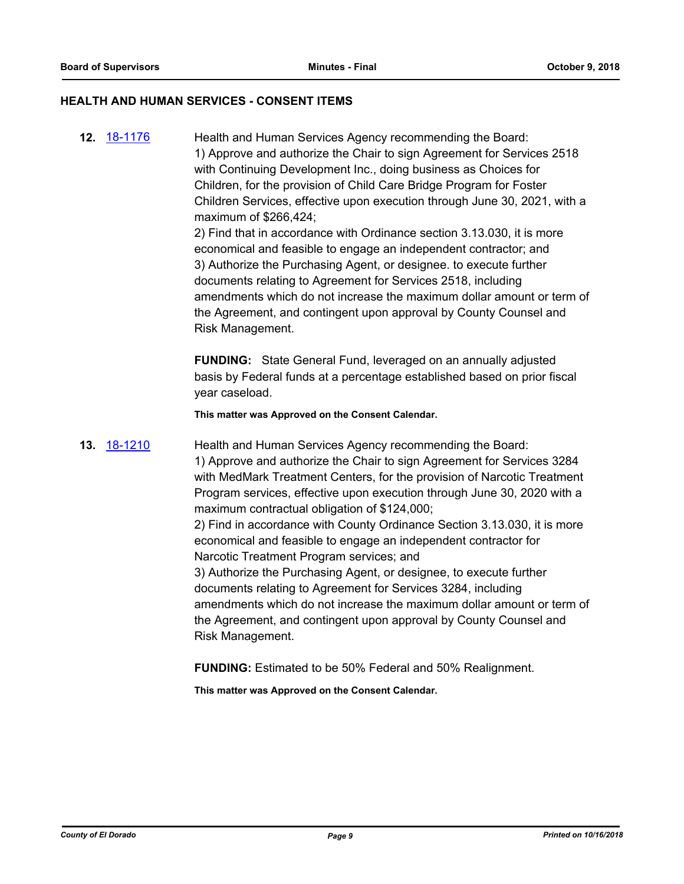## HEALTH AND HUMAN SERVICES - CONSENT ITEMS

**12.** [18-1176](18-1176)

Health and Human Services Agency recommending the Board:
1) Approve and authorize the Chair to sign Agreement for Services 2518 with Continuing Development Inc., doing business as Choices for Children, for the provision of Child Care Bridge Program for Foster Children Services, effective upon execution through June 30, 2021, with a maximum of $266,424;
2) Find that in accordance with Ordinance section 3.13.030, it is more economical and feasible to engage an independent contractor; and
3) Authorize the Purchasing Agent, or designee. to execute further documents relating to Agreement for Services 2518, including amendments which do not increase the maximum dollar amount or term of the Agreement, and contingent upon approval by County Counsel and Risk Management.

**FUNDING:** State General Fund, leveraged on an annually adjusted basis by Federal funds at a percentage established based on prior fiscal year caseload.

**This matter was Approved on the Consent Calendar.**

**13.** [18-1210](18-1210)

Health and Human Services Agency recommending the Board:
1) Approve and authorize the Chair to sign Agreement for Services 3284 with MedMark Treatment Centers, for the provision of Narcotic Treatment Program services, effective upon execution through June 30, 2020 with a maximum contractual obligation of $124,000;
2) Find in accordance with County Ordinance Section 3.13.030, it is more economical and feasible to engage an independent contractor for Narcotic Treatment Program services; and
3) Authorize the Purchasing Agent, or designee, to execute further documents relating to Agreement for Services 3284, including amendments which do not increase the maximum dollar amount or term of the Agreement, and contingent upon approval by County Counsel and Risk Management.

**FUNDING:** Estimated to be 50% Federal and 50% Realignment.

**This matter was Approved on the Consent Calendar.**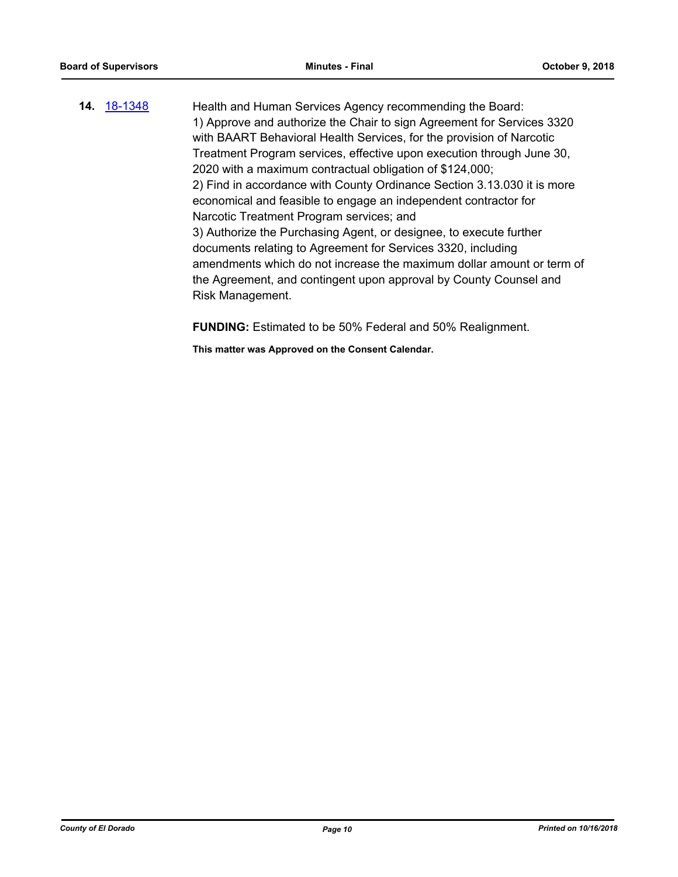**14.** 18-1348 Health and Human Services Agency recommending the Board:

1) Approve and authorize the Chair to sign Agreement for Services 3320 with BAART Behavioral Health Services, for the provision of Narcotic Treatment Program services, effective upon execution through June 30, 2020 with a maximum contractual obligation of $124,000;

2) Find in accordance with County Ordinance Section 3.13.030 it is more economical and feasible to engage an independent contractor for Narcotic Treatment Program services; and

3) Authorize the Purchasing Agent, or designee, to execute further documents relating to Agreement for Services 3320, including amendments which do not increase the maximum dollar amount or term of the Agreement, and contingent upon approval by County Counsel and Risk Management.

**FUNDING:** Estimated to be 50% Federal and 50% Realignment.

**This matter was Approved on the Consent Calendar.**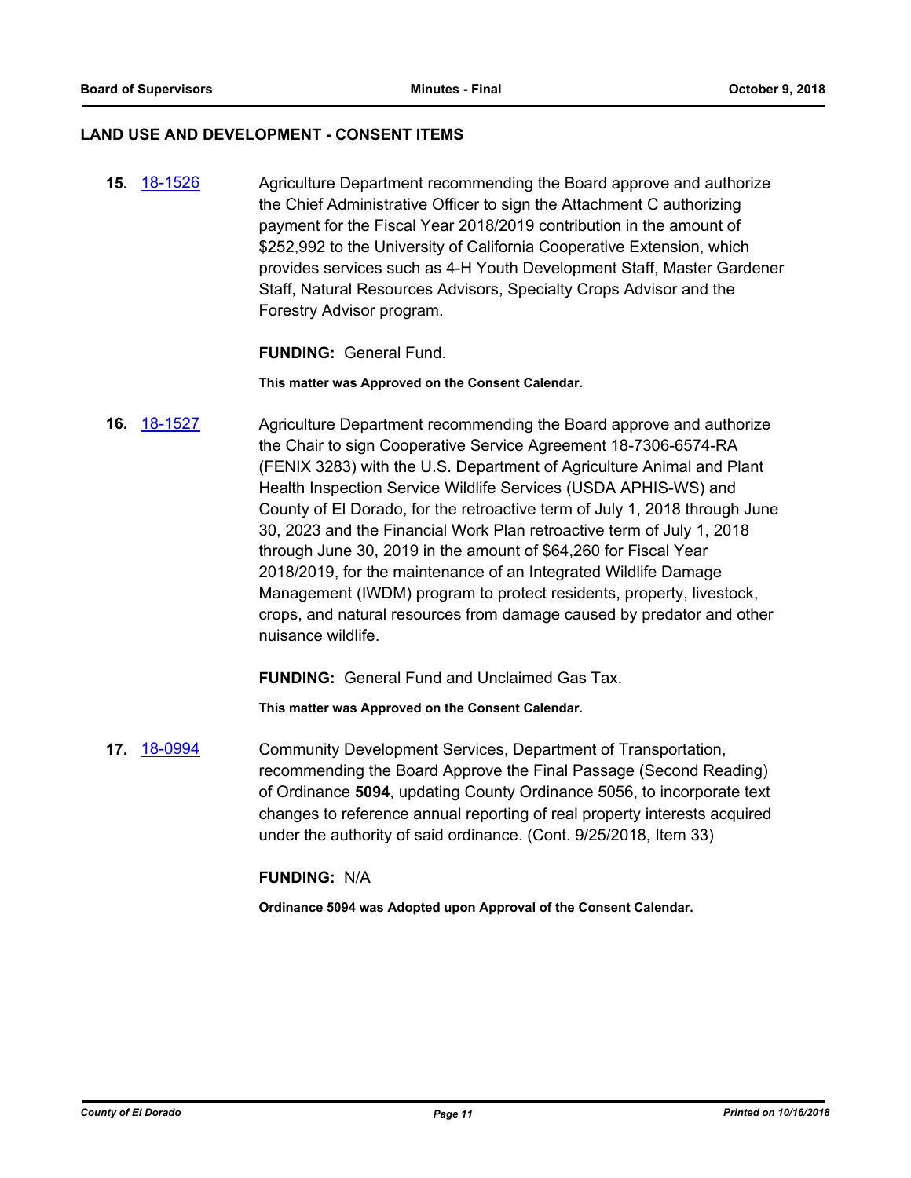## LAND USE AND DEVELOPMENT - CONSENT ITEMS

**15.** [18-1526](18-1526) Agriculture Department recommending the Board approve and authorize the Chief Administrative Officer to sign the Attachment C authorizing payment for the Fiscal Year 2018/2019 contribution in the amount of $252,992 to the University of California Cooperative Extension, which provides services such as 4-H Youth Development Staff, Master Gardener Staff, Natural Resources Advisors, Specialty Crops Advisor and the Forestry Advisor program.

**FUNDING:** General Fund.

**This matter was Approved on the Consent Calendar.**

**16.** [18-1527](18-1527) Agriculture Department recommending the Board approve and authorize the Chair to sign Cooperative Service Agreement 18-7306-6574-RA (FENIX 3283) with the U.S. Department of Agriculture Animal and Plant Health Inspection Service Wildlife Services (USDA APHIS-WS) and County of El Dorado, for the retroactive term of July 1, 2018 through June 30, 2023 and the Financial Work Plan retroactive term of July 1, 2018 through June 30, 2019 in the amount of $64,260 for Fiscal Year 2018/2019, for the maintenance of an Integrated Wildlife Damage Management (IWDM) program to protect residents, property, livestock, crops, and natural resources from damage caused by predator and other nuisance wildlife.

**FUNDING:** General Fund and Unclaimed Gas Tax.

**This matter was Approved on the Consent Calendar.**

**17.** [18-0994](18-0994) Community Development Services, Department of Transportation, recommending the Board Approve the Final Passage (Second Reading) of Ordinance **5094**, updating County Ordinance 5056, to incorporate text changes to reference annual reporting of real property interests acquired under the authority of said ordinance. (Cont. 9/25/2018, Item 33)

**FUNDING:** N/A

**Ordinance 5094 was Adopted upon Approval of the Consent Calendar.**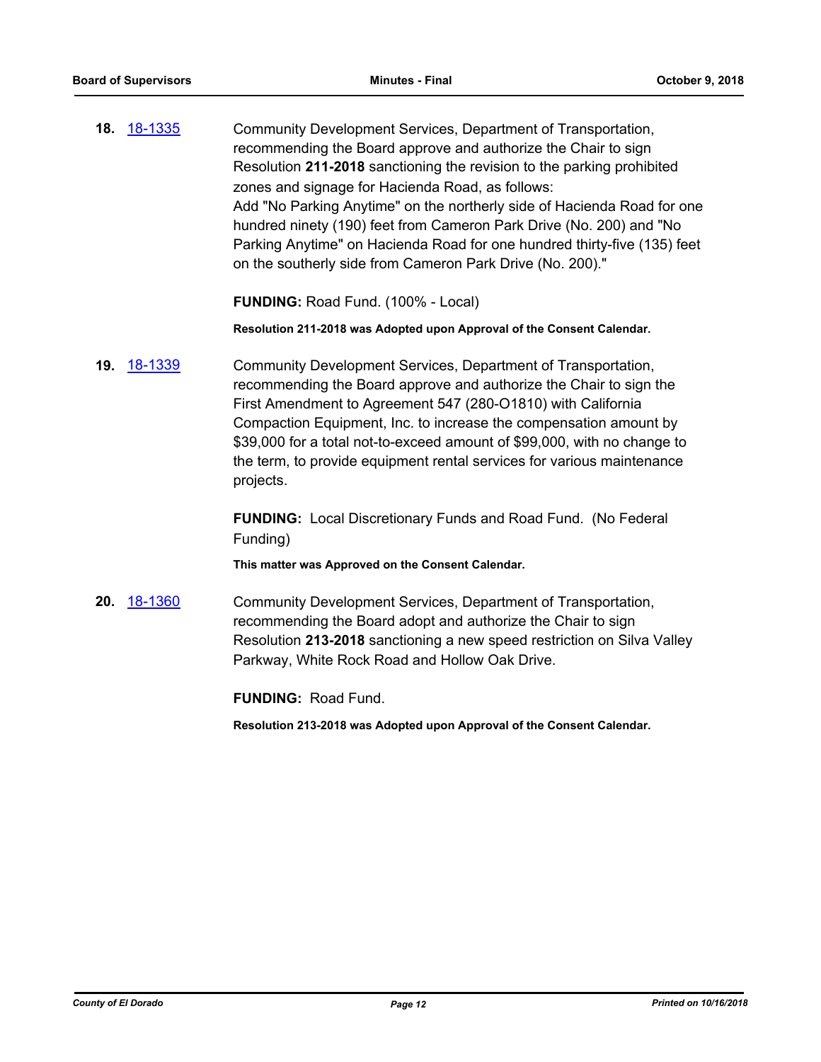**18.** 18-1335

Community Development Services, Department of Transportation, recommending the Board approve and authorize the Chair to sign Resolution **211-2018** sanctioning the revision to the parking prohibited zones and signage for Hacienda Road, as follows:
Add "No Parking Anytime" on the northerly side of Hacienda Road for one hundred ninety (190) feet from Cameron Park Drive (No. 200) and "No Parking Anytime" on Hacienda Road for one hundred thirty-five (135) feet on the southerly side from Cameron Park Drive (No. 200)."

**FUNDING:** Road Fund. (100% - Local)

**Resolution 211-2018 was Adopted upon Approval of the Consent Calendar.**

**19.** 18-1339

Community Development Services, Department of Transportation, recommending the Board approve and authorize the Chair to sign the First Amendment to Agreement 547 (280-O1810) with California Compaction Equipment, Inc. to increase the compensation amount by $39,000 for a total not-to-exceed amount of $99,000, with no change to the term, to provide equipment rental services for various maintenance projects.

**FUNDING:** Local Discretionary Funds and Road Fund. (No Federal Funding)

**This matter was Approved on the Consent Calendar.**

**20.** 18-1360

Community Development Services, Department of Transportation, recommending the Board adopt and authorize the Chair to sign Resolution **213-2018** sanctioning a new speed restriction on Silva Valley Parkway, White Rock Road and Hollow Oak Drive.

**FUNDING:** Road Fund.

**Resolution 213-2018 was Adopted upon Approval of the Consent Calendar.**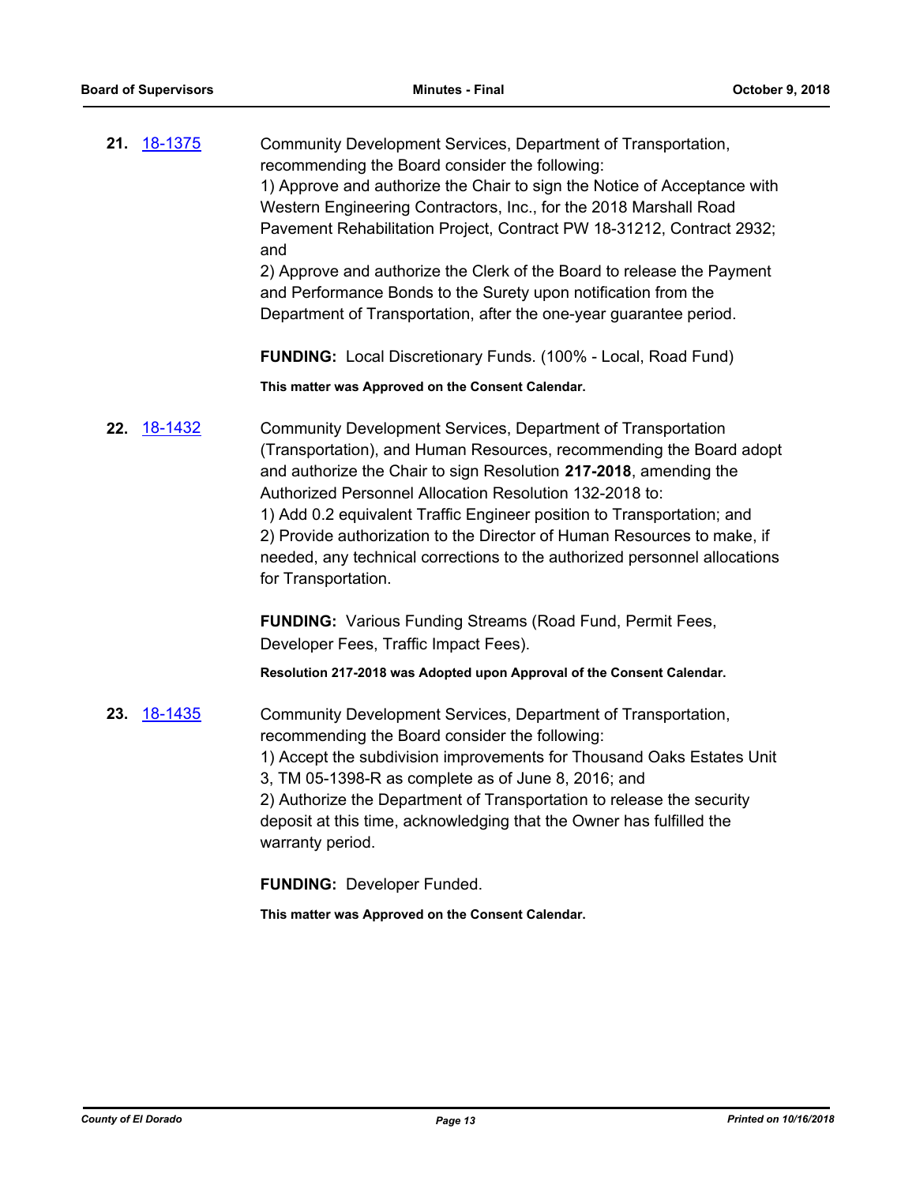**21.** 18-1375

Community Development Services, Department of Transportation, recommending the Board consider the following:
1) Approve and authorize the Chair to sign the Notice of Acceptance with Western Engineering Contractors, Inc., for the 2018 Marshall Road Pavement Rehabilitation Project, Contract PW 18-31212, Contract 2932; and
2) Approve and authorize the Clerk of the Board to release the Payment and Performance Bonds to the Surety upon notification from the Department of Transportation, after the one-year guarantee period.

**FUNDING:** Local Discretionary Funds. (100% - Local, Road Fund)

**This matter was Approved on the Consent Calendar.**

**22.** 18-1432

Community Development Services, Department of Transportation (Transportation), and Human Resources, recommending the Board adopt and authorize the Chair to sign Resolution **217-2018**, amending the Authorized Personnel Allocation Resolution 132-2018 to:
1) Add 0.2 equivalent Traffic Engineer position to Transportation; and
2) Provide authorization to the Director of Human Resources to make, if needed, any technical corrections to the authorized personnel allocations for Transportation.

**FUNDING:** Various Funding Streams (Road Fund, Permit Fees, Developer Fees, Traffic Impact Fees).

**Resolution 217-2018 was Adopted upon Approval of the Consent Calendar.**

**23.** 18-1435

Community Development Services, Department of Transportation, recommending the Board consider the following:
1) Accept the subdivision improvements for Thousand Oaks Estates Unit 3, TM 05-1398-R as complete as of June 8, 2016; and
2) Authorize the Department of Transportation to release the security deposit at this time, acknowledging that the Owner has fulfilled the warranty period.

**FUNDING:** Developer Funded.

**This matter was Approved on the Consent Calendar.**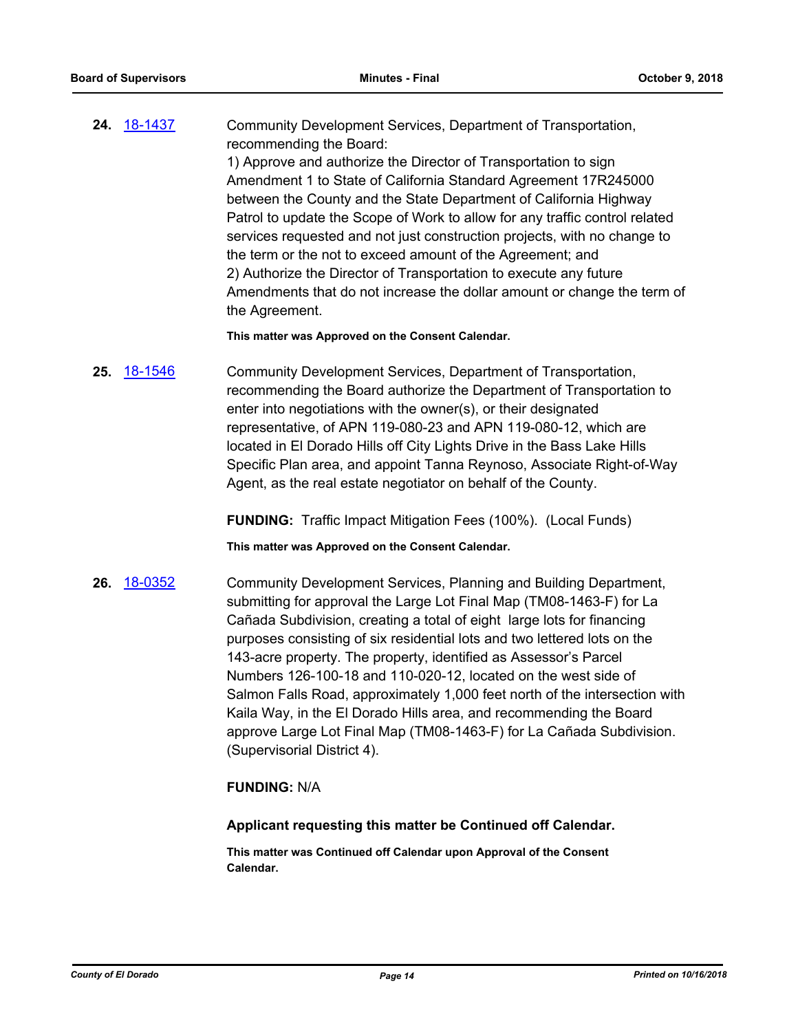**24.** [18-1437](18-1437)

Community Development Services, Department of Transportation, recommending the Board:
1) Approve and authorize the Director of Transportation to sign Amendment 1 to State of California Standard Agreement 17R245000 between the County and the State Department of California Highway Patrol to update the Scope of Work to allow for any traffic control related services requested and not just construction projects, with no change to the term or the not to exceed amount of the Agreement; and
2) Authorize the Director of Transportation to execute any future Amendments that do not increase the dollar amount or change the term of the Agreement.

**This matter was Approved on the Consent Calendar.**

**25.** [18-1546](18-1546)

Community Development Services, Department of Transportation, recommending the Board authorize the Department of Transportation to enter into negotiations with the owner(s), or their designated representative, of APN 119-080-23 and APN 119-080-12, which are located in El Dorado Hills off City Lights Drive in the Bass Lake Hills Specific Plan area, and appoint Tanna Reynoso, Associate Right-of-Way Agent, as the real estate negotiator on behalf of the County.

**FUNDING:** Traffic Impact Mitigation Fees (100%). (Local Funds)

**This matter was Approved on the Consent Calendar.**

**26.** [18-0352](18-0352)

Community Development Services, Planning and Building Department, submitting for approval the Large Lot Final Map (TM08-1463-F) for La Cañada Subdivision, creating a total of eight large lots for financing purposes consisting of six residential lots and two lettered lots on the 143-acre property. The property, identified as Assessor's Parcel Numbers 126-100-18 and 110-020-12, located on the west side of Salmon Falls Road, approximately 1,000 feet north of the intersection with Kaila Way, in the El Dorado Hills area, and recommending the Board approve Large Lot Final Map (TM08-1463-F) for La Cañada Subdivision. (Supervisorial District 4).

**FUNDING:** N/A

**Applicant requesting this matter be Continued off Calendar.**

**This matter was Continued off Calendar upon Approval of the Consent Calendar.**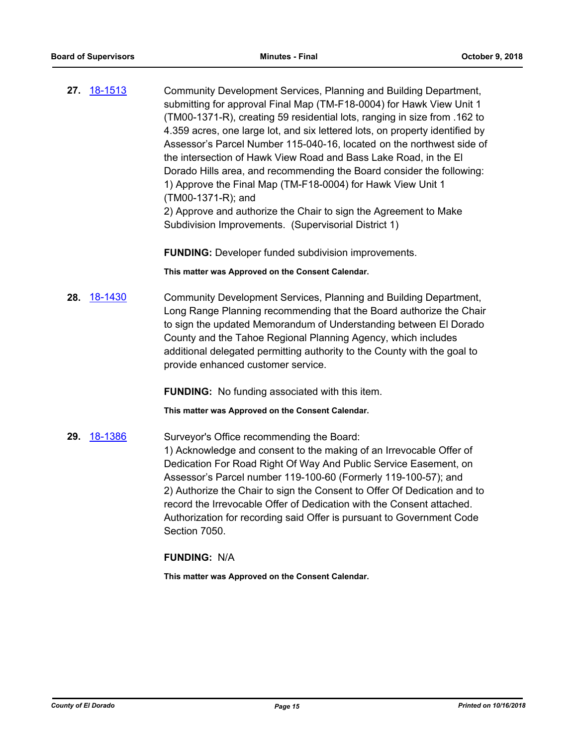**27.** 18-1513

Community Development Services, Planning and Building Department, submitting for approval Final Map (TM-F18-0004) for Hawk View Unit 1 (TM00-1371-R), creating 59 residential lots, ranging in size from .162 to 4.359 acres, one large lot, and six lettered lots, on property identified by Assessor's Parcel Number 115-040-16, located on the northwest side of the intersection of Hawk View Road and Bass Lake Road, in the El Dorado Hills area, and recommending the Board consider the following:
1) Approve the Final Map (TM-F18-0004) for Hawk View Unit 1 (TM00-1371-R); and
2) Approve and authorize the Chair to sign the Agreement to Make Subdivision Improvements. (Supervisorial District 1)

**FUNDING:** Developer funded subdivision improvements.

**This matter was Approved on the Consent Calendar.**

**28.** 18-1430

Community Development Services, Planning and Building Department, Long Range Planning recommending that the Board authorize the Chair to sign the updated Memorandum of Understanding between El Dorado County and the Tahoe Regional Planning Agency, which includes additional delegated permitting authority to the County with the goal to provide enhanced customer service.

**FUNDING:** No funding associated with this item.

**This matter was Approved on the Consent Calendar.**

**29.** 18-1386

Surveyor's Office recommending the Board:
1) Acknowledge and consent to the making of an Irrevocable Offer of Dedication For Road Right Of Way And Public Service Easement, on Assessor's Parcel number 119-100-60 (Formerly 119-100-57); and
2) Authorize the Chair to sign the Consent to Offer Of Dedication and to record the Irrevocable Offer of Dedication with the Consent attached. Authorization for recording said Offer is pursuant to Government Code Section 7050.

**FUNDING:** N/A

**This matter was Approved on the Consent Calendar.**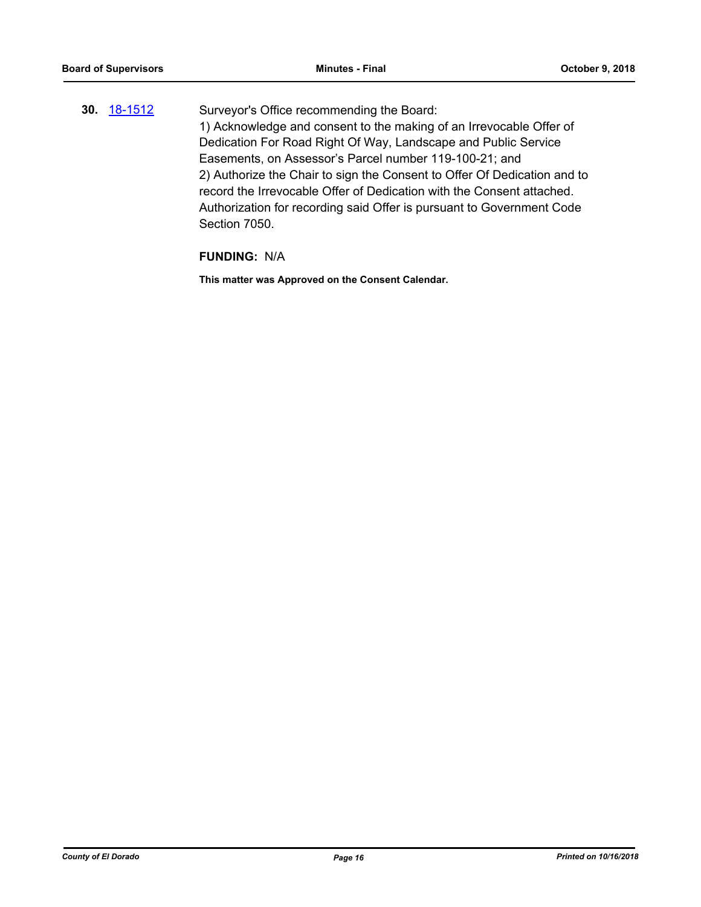**30.** [18-1512](18-1512)

Surveyor's Office recommending the Board:
1) Acknowledge and consent to the making of an Irrevocable Offer of Dedication For Road Right Of Way, Landscape and Public Service Easements, on Assessor's Parcel number 119-100-21; and
2) Authorize the Chair to sign the Consent to Offer Of Dedication and to record the Irrevocable Offer of Dedication with the Consent attached. Authorization for recording said Offer is pursuant to Government Code Section 7050.

**FUNDING:** N/A

**This matter was Approved on the Consent Calendar.**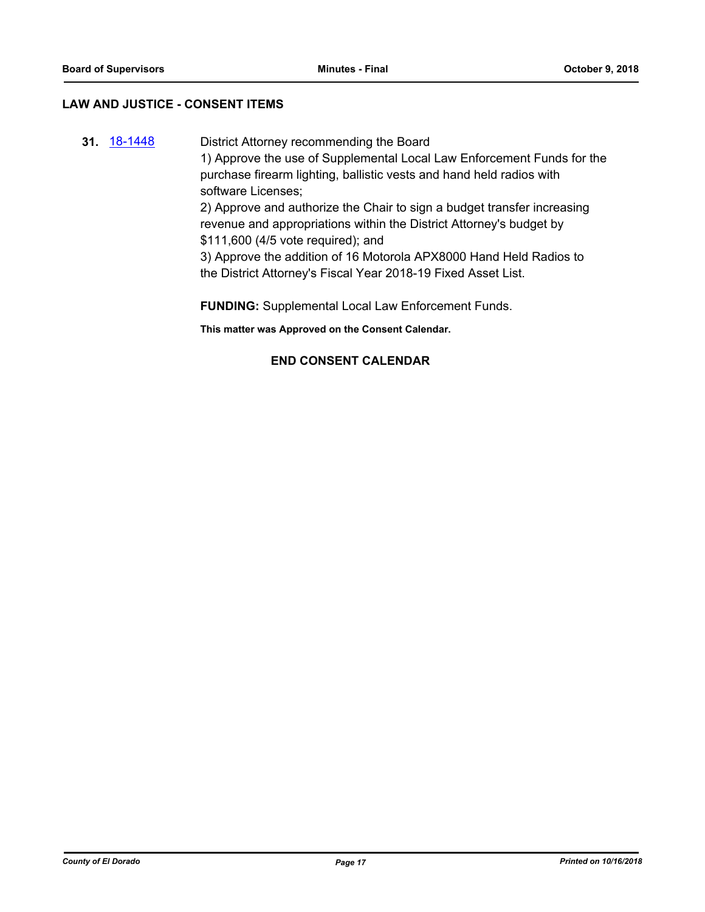## LAW AND JUSTICE - CONSENT ITEMS

**31.** [18-1448](18-1448)

District Attorney recommending the Board

1) Approve the use of Supplemental Local Law Enforcement Funds for the purchase firearm lighting, ballistic vests and hand held radios with software Licenses;

2) Approve and authorize the Chair to sign a budget transfer increasing revenue and appropriations within the District Attorney's budget by $111,600 (4/5 vote required); and

3) Approve the addition of 16 Motorola APX8000 Hand Held Radios to the District Attorney's Fiscal Year 2018-19 Fixed Asset List.

**FUNDING:** Supplemental Local Law Enforcement Funds.

**This matter was Approved on the Consent Calendar.**

**END CONSENT CALENDAR**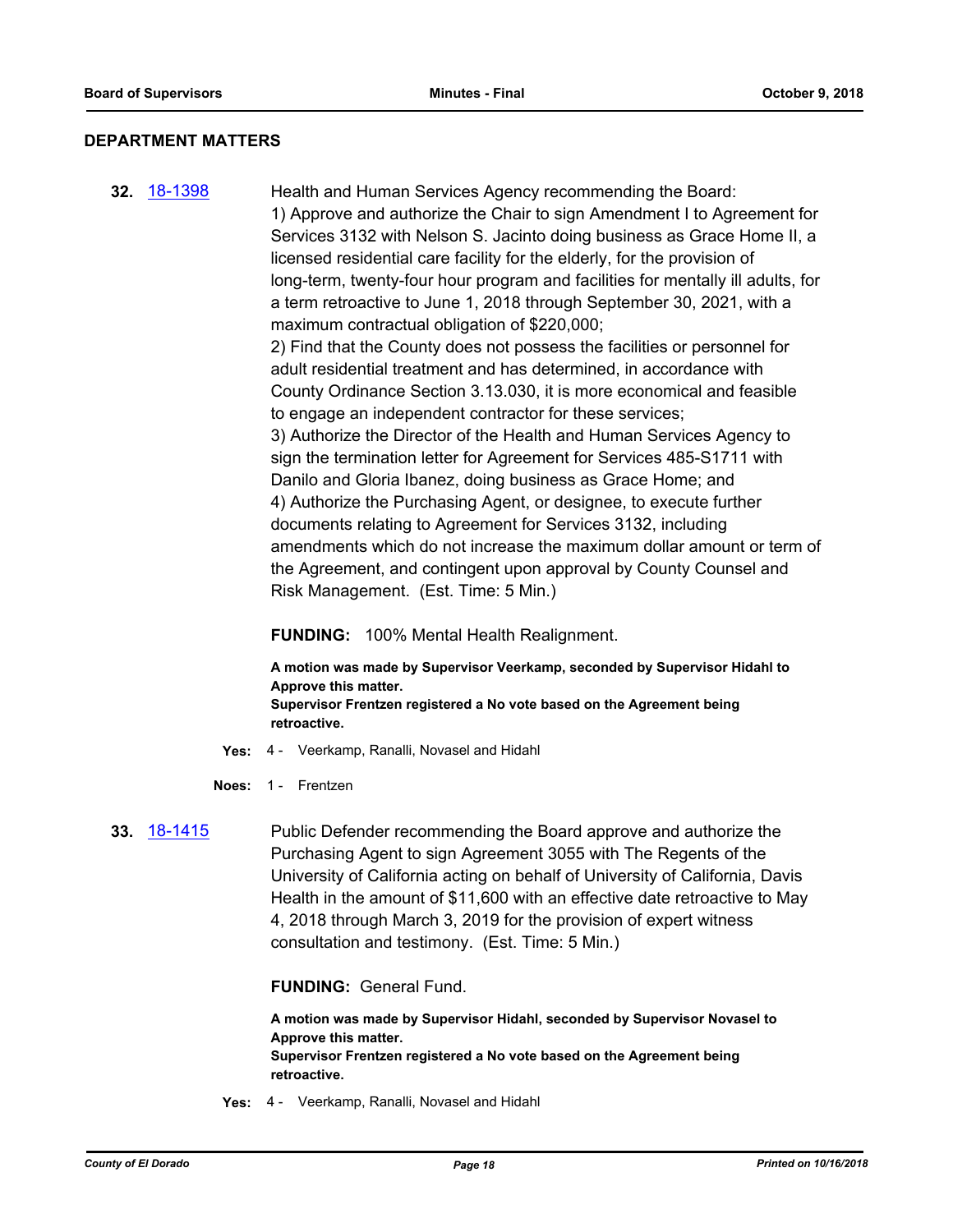## DEPARTMENT MATTERS

**32.** [18-1398](18-1398)

Health and Human Services Agency recommending the Board:
1) Approve and authorize the Chair to sign Amendment I to Agreement for Services 3132 with Nelson S. Jacinto doing business as Grace Home II, a licensed residential care facility for the elderly, for the provision of long-term, twenty-four hour program and facilities for mentally ill adults, for a term retroactive to June 1, 2018 through September 30, 2021, with a maximum contractual obligation of $220,000;
2) Find that the County does not possess the facilities or personnel for adult residential treatment and has determined, in accordance with County Ordinance Section 3.13.030, it is more economical and feasible to engage an independent contractor for these services;
3) Authorize the Director of the Health and Human Services Agency to sign the termination letter for Agreement for Services 485-S1711 with Danilo and Gloria Ibanez, doing business as Grace Home; and
4) Authorize the Purchasing Agent, or designee, to execute further documents relating to Agreement for Services 3132, including amendments which do not increase the maximum dollar amount or term of the Agreement, and contingent upon approval by County Counsel and Risk Management. (Est. Time: 5 Min.)

**FUNDING:** 100% Mental Health Realignment.

**A motion was made by Supervisor Veerkamp, seconded by Supervisor Hidahl to Approve this matter.**
**Supervisor Frentzen registered a No vote based on the Agreement being retroactive.**

**Yes:** 4 - Veerkamp, Ranalli, Novasel and Hidahl

**Noes:** 1 - Frentzen

**33.** [18-1415](18-1415)

Public Defender recommending the Board approve and authorize the Purchasing Agent to sign Agreement 3055 with The Regents of the University of California acting on behalf of University of California, Davis Health in the amount of $11,600 with an effective date retroactive to May 4, 2018 through March 3, 2019 for the provision of expert witness consultation and testimony. (Est. Time: 5 Min.)

**FUNDING:** General Fund.

**A motion was made by Supervisor Hidahl, seconded by Supervisor Novasel to Approve this matter.**
**Supervisor Frentzen registered a No vote based on the Agreement being retroactive.**

**Yes:** 4 - Veerkamp, Ranalli, Novasel and Hidahl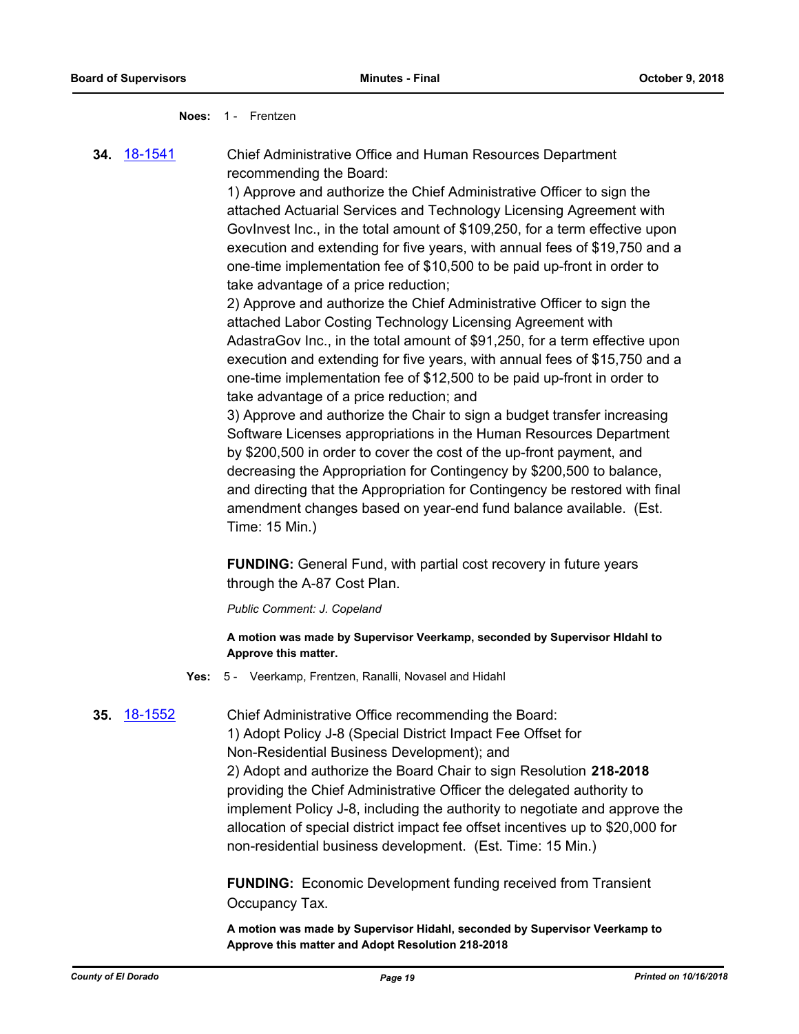**Noes:** 1 - Frentzen

**34.** 18-1541

Chief Administrative Office and Human Resources Department recommending the Board:

1) Approve and authorize the Chief Administrative Officer to sign the attached Actuarial Services and Technology Licensing Agreement with GovInvest Inc., in the total amount of $109,250, for a term effective upon execution and extending for five years, with annual fees of $19,750 and a one-time implementation fee of $10,500 to be paid up-front in order to take advantage of a price reduction;

2) Approve and authorize the Chief Administrative Officer to sign the attached Labor Costing Technology Licensing Agreement with AdastraGov Inc., in the total amount of $91,250, for a term effective upon execution and extending for five years, with annual fees of $15,750 and a one-time implementation fee of $12,500 to be paid up-front in order to take advantage of a price reduction; and

3) Approve and authorize the Chair to sign a budget transfer increasing Software Licenses appropriations in the Human Resources Department by $200,500 in order to cover the cost of the up-front payment, and decreasing the Appropriation for Contingency by $200,500 to balance, and directing that the Appropriation for Contingency be restored with final amendment changes based on year-end fund balance available. (Est. Time: 15 Min.)

**FUNDING:** General Fund, with partial cost recovery in future years through the A-87 Cost Plan.

*Public Comment: J. Copeland*

**A motion was made by Supervisor Veerkamp, seconded by Supervisor Hldahl to Approve this matter.**

**Yes:** 5 - Veerkamp, Frentzen, Ranalli, Novasel and Hidahl

**35.** 18-1552

Chief Administrative Office recommending the Board:

1) Adopt Policy J-8 (Special District Impact Fee Offset for Non-Residential Business Development); and

2) Adopt and authorize the Board Chair to sign Resolution **218-2018** providing the Chief Administrative Officer the delegated authority to implement Policy J-8, including the authority to negotiate and approve the allocation of special district impact fee offset incentives up to $20,000 for non-residential business development. (Est. Time: 15 Min.)

**FUNDING:** Economic Development funding received from Transient Occupancy Tax.

**A motion was made by Supervisor Hidahl, seconded by Supervisor Veerkamp to Approve this matter and Adopt Resolution 218-2018**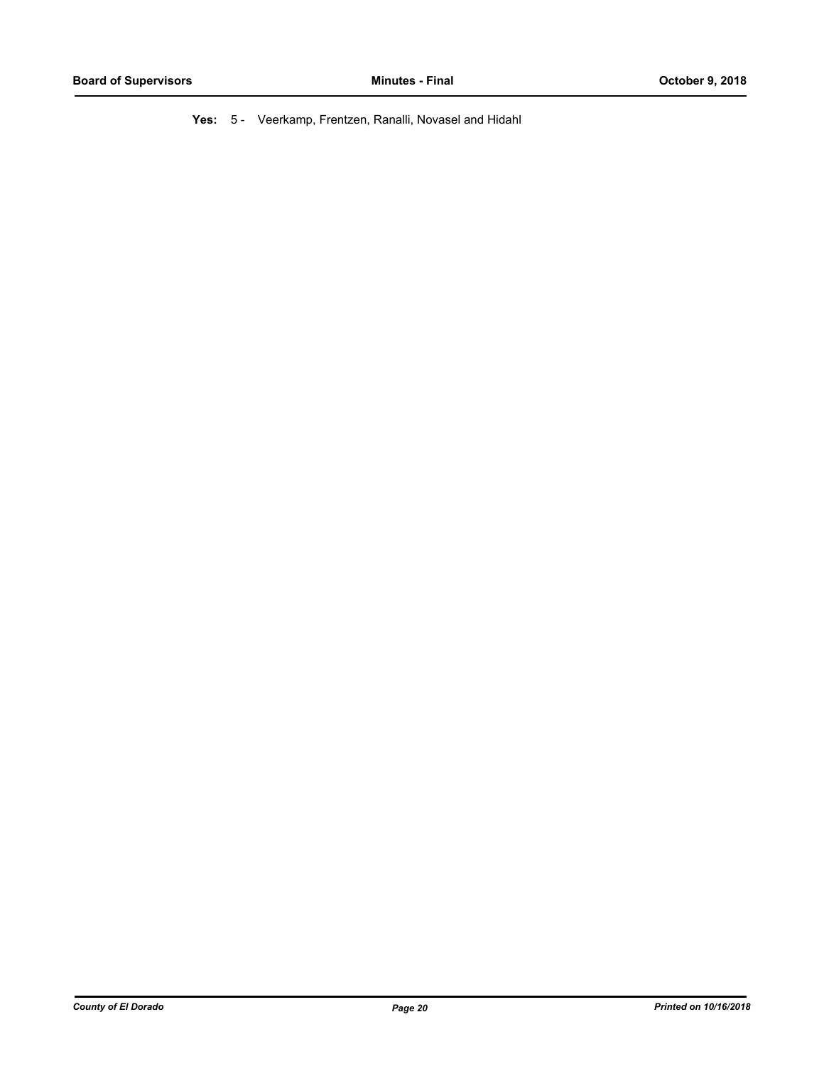**Yes:** 5 - Veerkamp, Frentzen, Ranalli, Novasel and Hidahl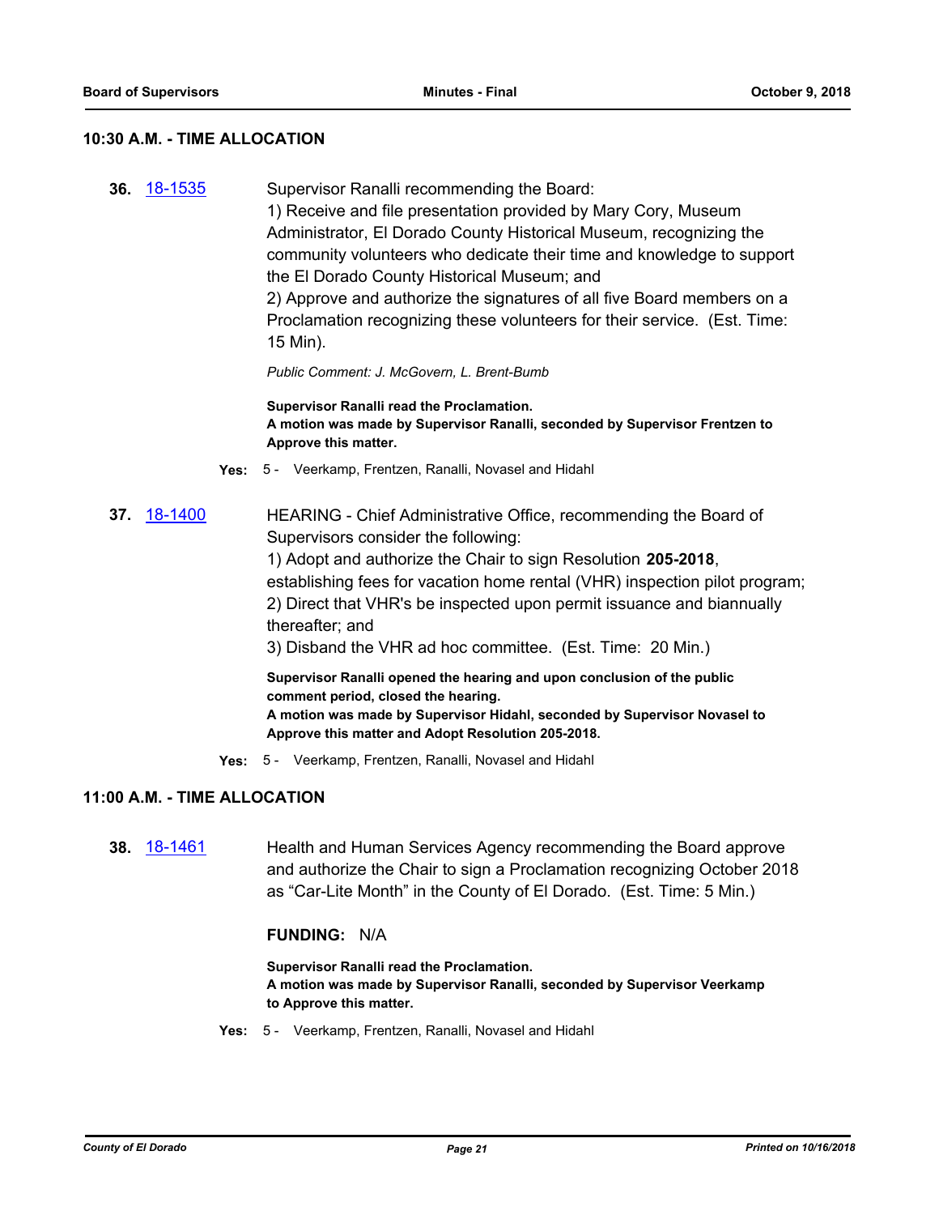## 10:30 A.M. - TIME ALLOCATION

**36.** 18-1535

Supervisor Ranalli recommending the Board:
1) Receive and file presentation provided by Mary Cory, Museum Administrator, El Dorado County Historical Museum, recognizing the community volunteers who dedicate their time and knowledge to support the El Dorado County Historical Museum; and
2) Approve and authorize the signatures of all five Board members on a Proclamation recognizing these volunteers for their service. (Est. Time: 15 Min).

*Public Comment: J. McGovern, L. Brent-Bumb*

**Supervisor Ranalli read the Proclamation.**
**A motion was made by Supervisor Ranalli, seconded by Supervisor Frentzen to Approve this matter.**

**Yes:** 5 - Veerkamp, Frentzen, Ranalli, Novasel and Hidahl

**37.** 18-1400

HEARING - Chief Administrative Office, recommending the Board of Supervisors consider the following:
1) Adopt and authorize the Chair to sign Resolution **205-2018**, establishing fees for vacation home rental (VHR) inspection pilot program;
2) Direct that VHR's be inspected upon permit issuance and biannually thereafter; and
3) Disband the VHR ad hoc committee. (Est. Time: 20 Min.)

**Supervisor Ranalli opened the hearing and upon conclusion of the public comment period, closed the hearing.**
**A motion was made by Supervisor Hidahl, seconded by Supervisor Novasel to Approve this matter and Adopt Resolution 205-2018.**

**Yes:** 5 - Veerkamp, Frentzen, Ranalli, Novasel and Hidahl

## 11:00 A.M. - TIME ALLOCATION

**38.** 18-1461

Health and Human Services Agency recommending the Board approve and authorize the Chair to sign a Proclamation recognizing October 2018 as "Car-Lite Month" in the County of El Dorado. (Est. Time: 5 Min.)

**FUNDING:** N/A

**Supervisor Ranalli read the Proclamation.**
**A motion was made by Supervisor Ranalli, seconded by Supervisor Veerkamp to Approve this matter.**

**Yes:** 5 - Veerkamp, Frentzen, Ranalli, Novasel and Hidahl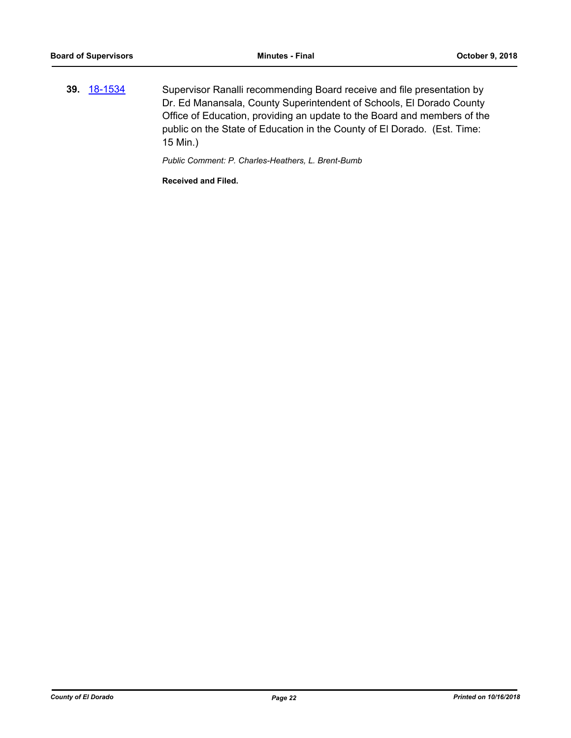**39.** 18-1534 Supervisor Ranalli recommending Board receive and file presentation by Dr. Ed Manansala, County Superintendent of Schools, El Dorado County Office of Education, providing an update to the Board and members of the public on the State of Education in the County of El Dorado. (Est. Time: 15 Min.)

*Public Comment: P. Charles-Heathers, L. Brent-Bumb*

**Received and Filed.**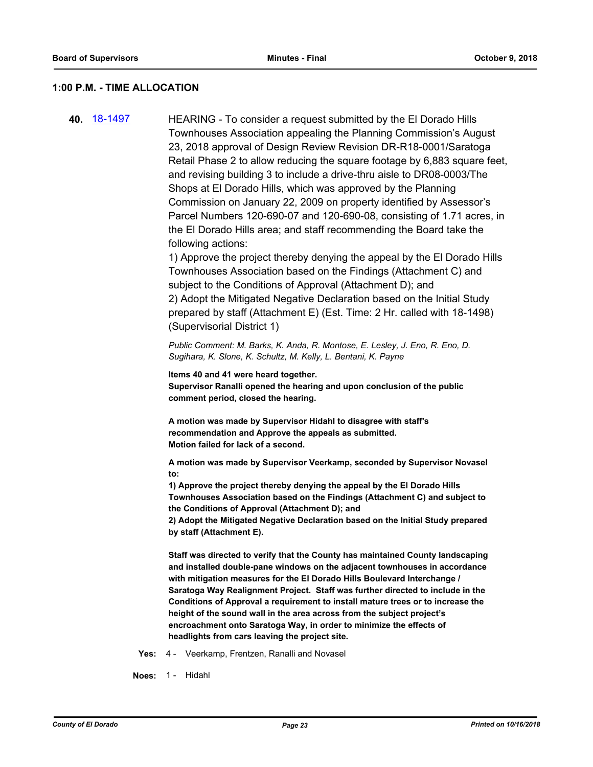## 1:00 P.M. - TIME ALLOCATION

**40.** [18-1497](18-1497) HEARING - To consider a request submitted by the El Dorado Hills Townhouses Association appealing the Planning Commission's August 23, 2018 approval of Design Review Revision DR-R18-0001/Saratoga Retail Phase 2 to allow reducing the square footage by 6,883 square feet, and revising building 3 to include a drive-thru aisle to DR08-0003/The Shops at El Dorado Hills, which was approved by the Planning Commission on January 22, 2009 on property identified by Assessor's Parcel Numbers 120-690-07 and 120-690-08, consisting of 1.71 acres, in the El Dorado Hills area; and staff recommending the Board take the following actions:

1) Approve the project thereby denying the appeal by the El Dorado Hills Townhouses Association based on the Findings (Attachment C) and subject to the Conditions of Approval (Attachment D); and

2) Adopt the Mitigated Negative Declaration based on the Initial Study prepared by staff (Attachment E) (Est. Time: 2 Hr. called with 18-1498) (Supervisorial District 1)

*Public Comment: M. Barks, K. Anda, R. Montose, E. Lesley, J. Eno, R. Eno, D. Sugihara, K. Slone, K. Schultz, M. Kelly, L. Bentani, K. Payne*

**Items 40 and 41 were heard together.**
**Supervisor Ranalli opened the hearing and upon conclusion of the public comment period, closed the hearing.**

**A motion was made by Supervisor Hidahl to disagree with staff's recommendation and Approve the appeals as submitted.**
**Motion failed for lack of a second.**

**A motion was made by Supervisor Veerkamp, seconded by Supervisor Novasel to:**
**1) Approve the project thereby denying the appeal by the El Dorado Hills Townhouses Association based on the Findings (Attachment C) and subject to the Conditions of Approval (Attachment D); and**
**2) Adopt the Mitigated Negative Declaration based on the Initial Study prepared by staff (Attachment E).**

**Staff was directed to verify that the County has maintained County landscaping and installed double-pane windows on the adjacent townhouses in accordance with mitigation measures for the El Dorado Hills Boulevard Interchange / Saratoga Way Realignment Project. Staff was further directed to include in the Conditions of Approval a requirement to install mature trees or to increase the height of the sound wall in the area across from the subject project's encroachment onto Saratoga Way, in order to minimize the effects of headlights from cars leaving the project site.**

**Yes:** 4 - Veerkamp, Frentzen, Ranalli and Novasel

**Noes:** 1 - Hidahl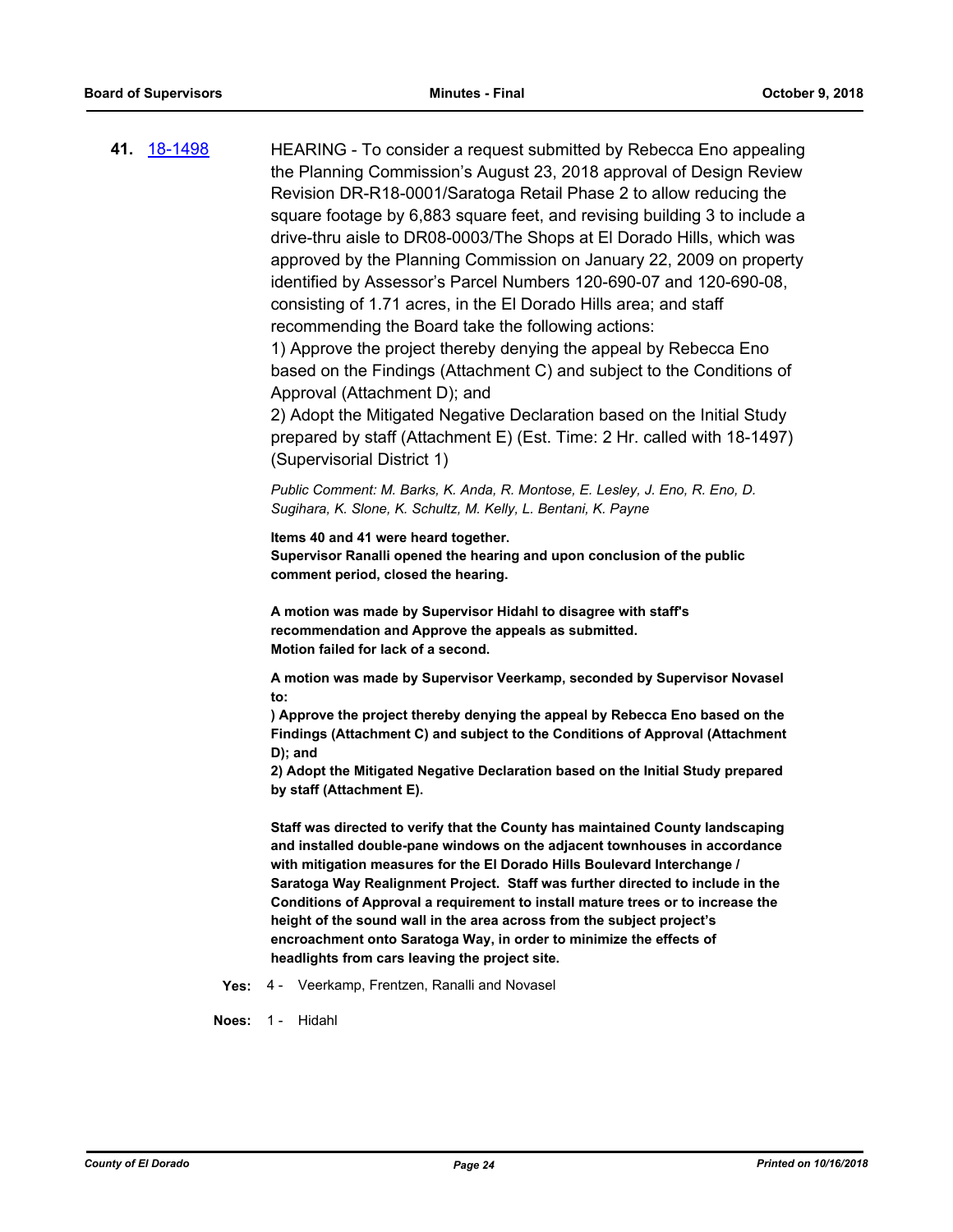**41.** [18-1498](18-1498) HEARING - To consider a request submitted by Rebecca Eno appealing the Planning Commission's August 23, 2018 approval of Design Review Revision DR-R18-0001/Saratoga Retail Phase 2 to allow reducing the square footage by 6,883 square feet, and revising building 3 to include a drive-thru aisle to DR08-0003/The Shops at El Dorado Hills, which was approved by the Planning Commission on January 22, 2009 on property identified by Assessor's Parcel Numbers 120-690-07 and 120-690-08, consisting of 1.71 acres, in the El Dorado Hills area; and staff recommending the Board take the following actions:

1) Approve the project thereby denying the appeal by Rebecca Eno based on the Findings (Attachment C) and subject to the Conditions of Approval (Attachment D); and

2) Adopt the Mitigated Negative Declaration based on the Initial Study prepared by staff (Attachment E) (Est. Time: 2 Hr. called with 18-1497) (Supervisorial District 1)

*Public Comment: M. Barks, K. Anda, R. Montose, E. Lesley, J. Eno, R. Eno, D. Sugihara, K. Slone, K. Schultz, M. Kelly, L. Bentani, K. Payne*

**Items 40 and 41 were heard together.**
**Supervisor Ranalli opened the hearing and upon conclusion of the public comment period, closed the hearing.**

**A motion was made by Supervisor Hidahl to disagree with staff's recommendation and Approve the appeals as submitted.**
**Motion failed for lack of a second.**

**A motion was made by Supervisor Veerkamp, seconded by Supervisor Novasel to:**
**) Approve the project thereby denying the appeal by Rebecca Eno based on the Findings (Attachment C) and subject to the Conditions of Approval (Attachment D); and**
**2) Adopt the Mitigated Negative Declaration based on the Initial Study prepared by staff (Attachment E).**

**Staff was directed to verify that the County has maintained County landscaping and installed double-pane windows on the adjacent townhouses in accordance with mitigation measures for the El Dorado Hills Boulevard Interchange / Saratoga Way Realignment Project. Staff was further directed to include in the Conditions of Approval a requirement to install mature trees or to increase the height of the sound wall in the area across from the subject project's encroachment onto Saratoga Way, in order to minimize the effects of headlights from cars leaving the project site.**

**Yes:** 4 - Veerkamp, Frentzen, Ranalli and Novasel

**Noes:** 1 - Hidahl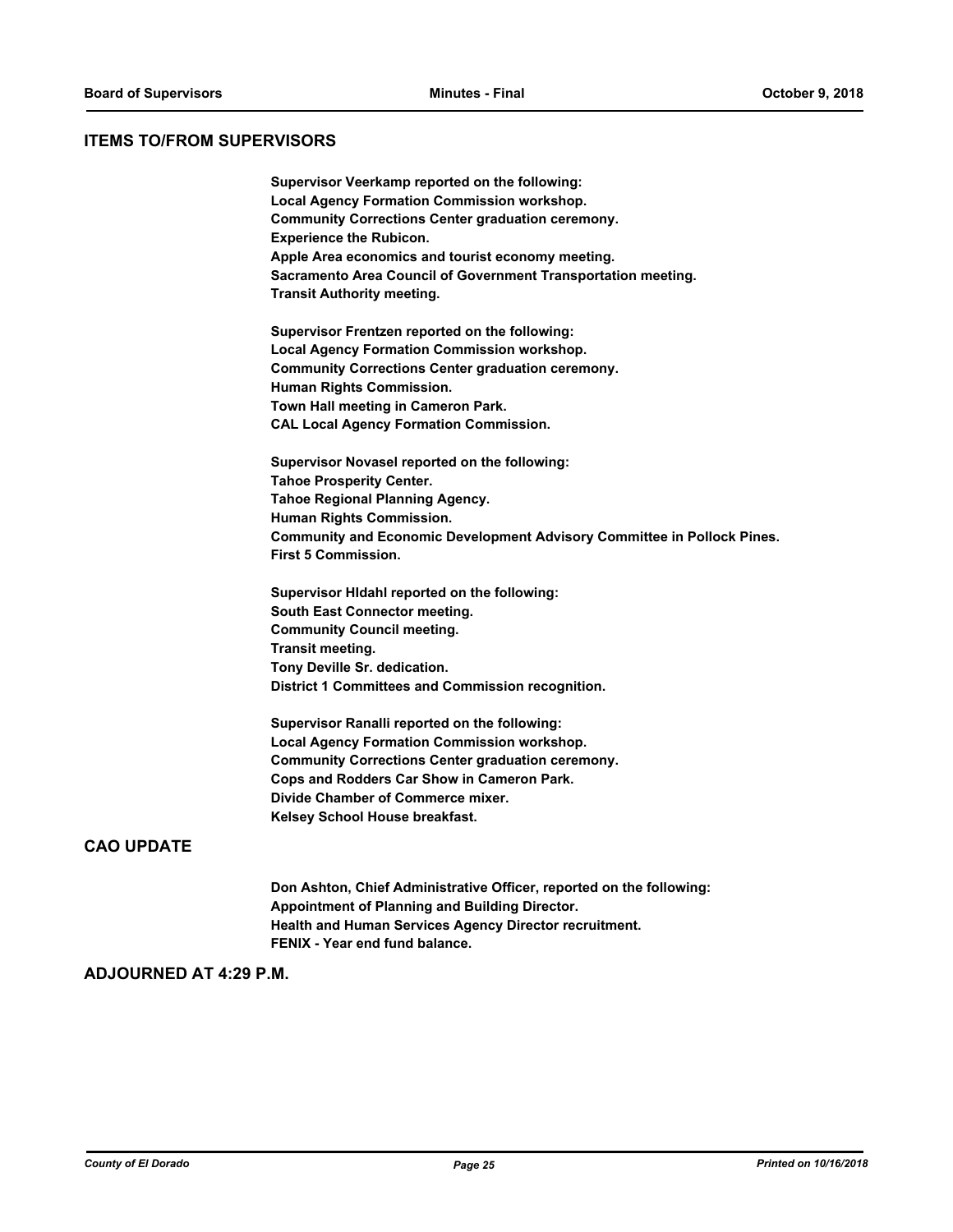## ITEMS TO/FROM SUPERVISORS

**Supervisor Veerkamp reported on the following:**
**Local Agency Formation Commission workshop.**
**Community Corrections Center graduation ceremony.**
**Experience the Rubicon.**
**Apple Area economics and tourist economy meeting.**
**Sacramento Area Council of Government Transportation meeting.**
**Transit Authority meeting.**

**Supervisor Frentzen reported on the following:**
**Local Agency Formation Commission workshop.**
**Community Corrections Center graduation ceremony.**
**Human Rights Commission.**
**Town Hall meeting in Cameron Park.**
**CAL Local Agency Formation Commission.**

**Supervisor Novasel reported on the following:**
**Tahoe Prosperity Center.**
**Tahoe Regional Planning Agency.**
**Human Rights Commission.**
**Community and Economic Development Advisory Committee in Pollock Pines.**
**First 5 Commission.**

**Supervisor HIdahl reported on the following:**
**South East Connector meeting.**
**Community Council meeting.**
**Transit meeting.**
**Tony Deville Sr. dedication.**
**District 1 Committees and Commission recognition.**

**Supervisor Ranalli reported on the following:**
**Local Agency Formation Commission workshop.**
**Community Corrections Center graduation ceremony.**
**Cops and Rodders Car Show in Cameron Park.**
**Divide Chamber of Commerce mixer.**
**Kelsey School House breakfast.**

## CAO UPDATE

**Don Ashton, Chief Administrative Officer, reported on the following:**
**Appointment of Planning and Building Director.**
**Health and Human Services Agency Director recruitment.**
**FENIX - Year end fund balance.**

## ADJOURNED AT 4:29 P.M.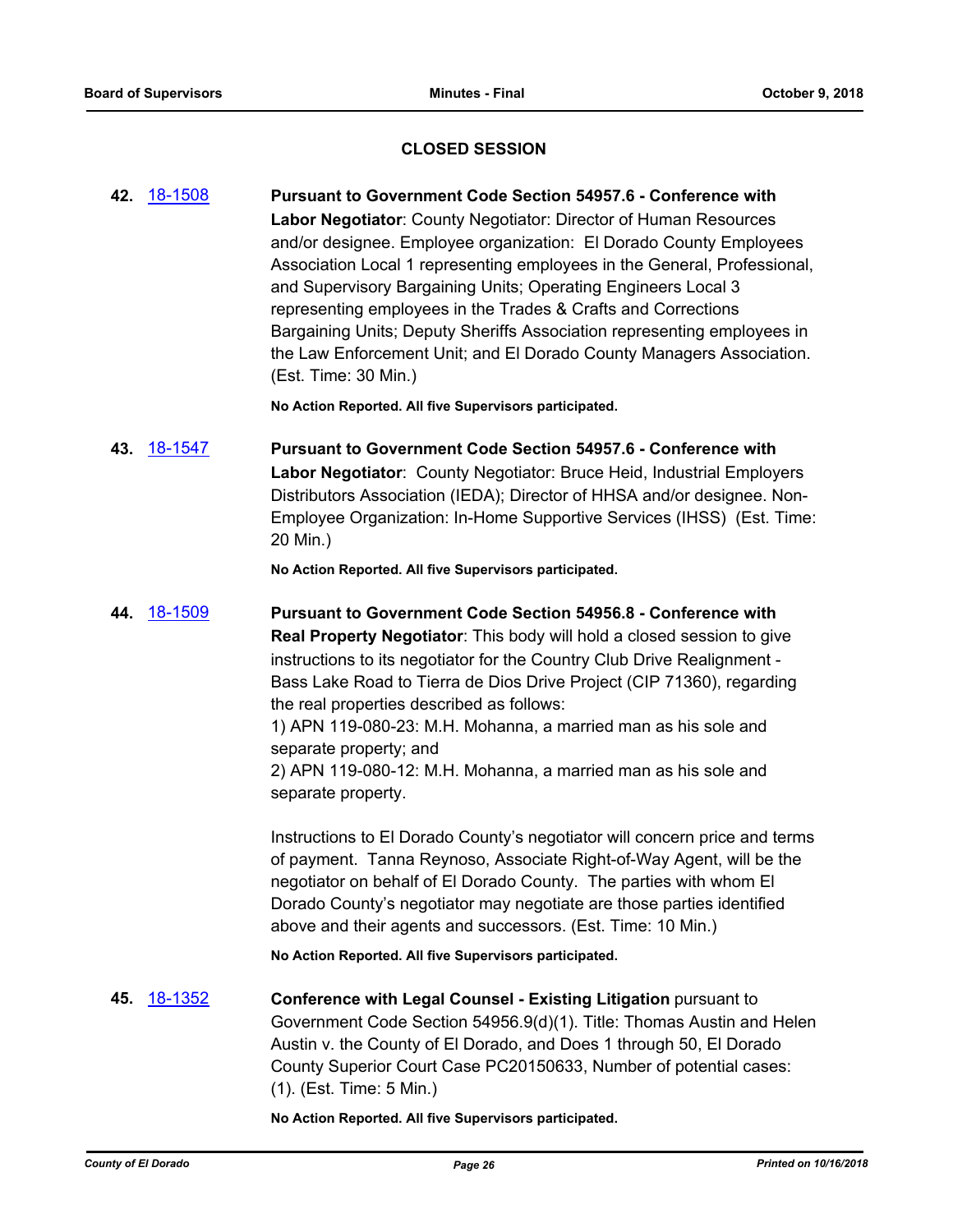## CLOSED SESSION

**42.** [18-1508](18-1508) **Pursuant to Government Code Section 54957.6 - Conference with Labor Negotiator**: County Negotiator: Director of Human Resources and/or designee. Employee organization: El Dorado County Employees Association Local 1 representing employees in the General, Professional, and Supervisory Bargaining Units; Operating Engineers Local 3 representing employees in the Trades & Crafts and Corrections Bargaining Units; Deputy Sheriffs Association representing employees in the Law Enforcement Unit; and El Dorado County Managers Association. (Est. Time: 30 Min.)

**No Action Reported. All five Supervisors participated.**

**43.** [18-1547](18-1547) **Pursuant to Government Code Section 54957.6 - Conference with Labor Negotiator**: County Negotiator: Bruce Heid, Industrial Employers Distributors Association (IEDA); Director of HHSA and/or designee. Non-Employee Organization: In-Home Supportive Services (IHSS) (Est. Time: 20 Min.)

**No Action Reported. All five Supervisors participated.**

**44.** [18-1509](18-1509) **Pursuant to Government Code Section 54956.8 - Conference with Real Property Negotiator**: This body will hold a closed session to give instructions to its negotiator for the Country Club Drive Realignment - Bass Lake Road to Tierra de Dios Drive Project (CIP 71360), regarding the real properties described as follows:
1) APN 119-080-23: M.H. Mohanna, a married man as his sole and separate property; and
2) APN 119-080-12: M.H. Mohanna, a married man as his sole and separate property.

Instructions to El Dorado County's negotiator will concern price and terms of payment. Tanna Reynoso, Associate Right-of-Way Agent, will be the negotiator on behalf of El Dorado County. The parties with whom El Dorado County's negotiator may negotiate are those parties identified above and their agents and successors. (Est. Time: 10 Min.)

**No Action Reported. All five Supervisors participated.**

**45.** [18-1352](18-1352) **Conference with Legal Counsel - Existing Litigation** pursuant to Government Code Section 54956.9(d)(1). Title: Thomas Austin and Helen Austin v. the County of El Dorado, and Does 1 through 50, El Dorado County Superior Court Case PC20150633, Number of potential cases: (1). (Est. Time: 5 Min.)

**No Action Reported. All five Supervisors participated.**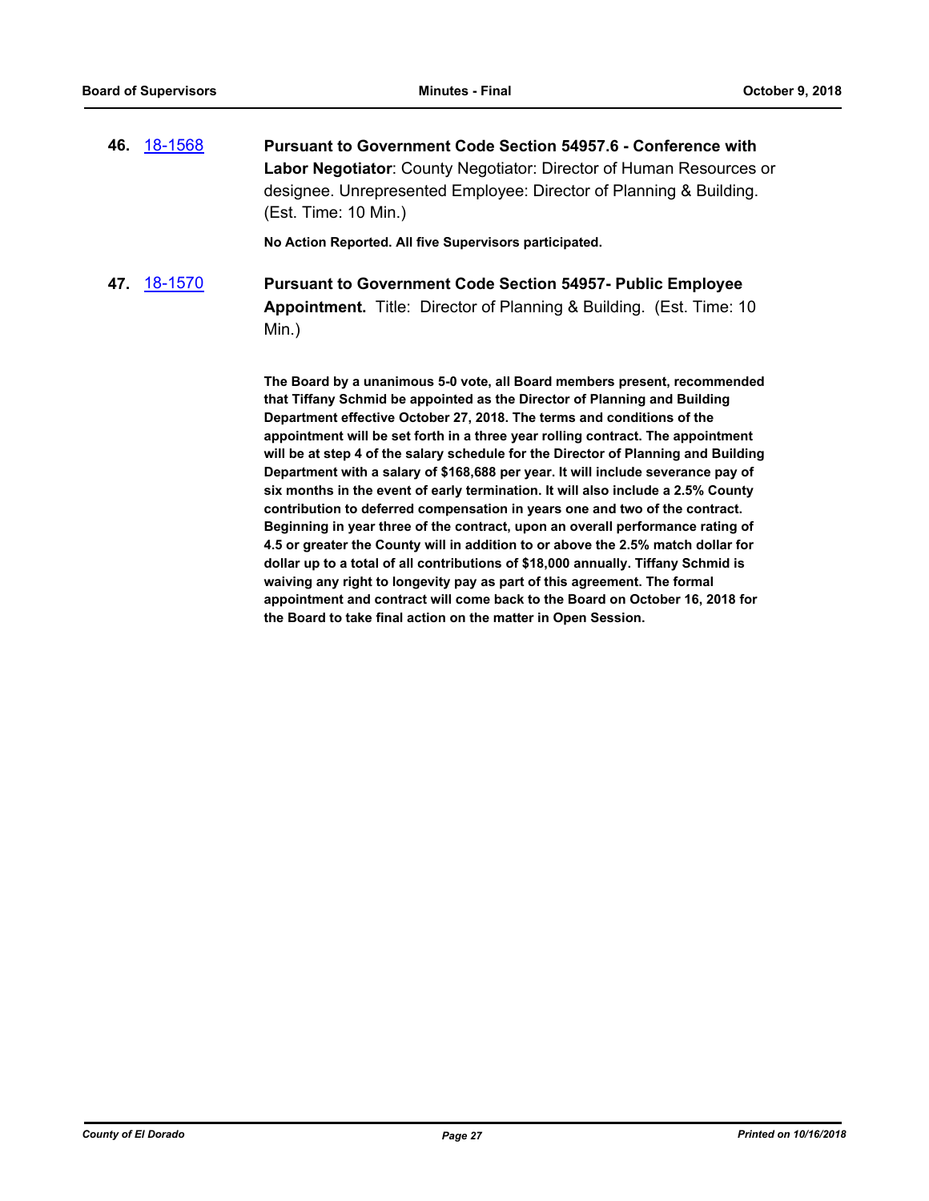**46.** [18-1568](18-1568) **Pursuant to Government Code Section 54957.6 - Conference with Labor Negotiator**: County Negotiator: Director of Human Resources or designee. Unrepresented Employee: Director of Planning & Building. (Est. Time: 10 Min.)

**No Action Reported. All five Supervisors participated.**

**47.** [18-1570](18-1570) **Pursuant to Government Code Section 54957- Public Employee Appointment.** Title: Director of Planning & Building. (Est. Time: 10 Min.)

**The Board by a unanimous 5-0 vote, all Board members present, recommended that Tiffany Schmid be appointed as the Director of Planning and Building Department effective October 27, 2018. The terms and conditions of the appointment will be set forth in a three year rolling contract. The appointment will be at step 4 of the salary schedule for the Director of Planning and Building Department with a salary of $168,688 per year. It will include severance pay of six months in the event of early termination. It will also include a 2.5% County contribution to deferred compensation in years one and two of the contract. Beginning in year three of the contract, upon an overall performance rating of 4.5 or greater the County will in addition to or above the 2.5% match dollar for dollar up to a total of all contributions of $18,000 annually. Tiffany Schmid is waiving any right to longevity pay as part of this agreement. The formal appointment and contract will come back to the Board on October 16, 2018 for the Board to take final action on the matter in Open Session.**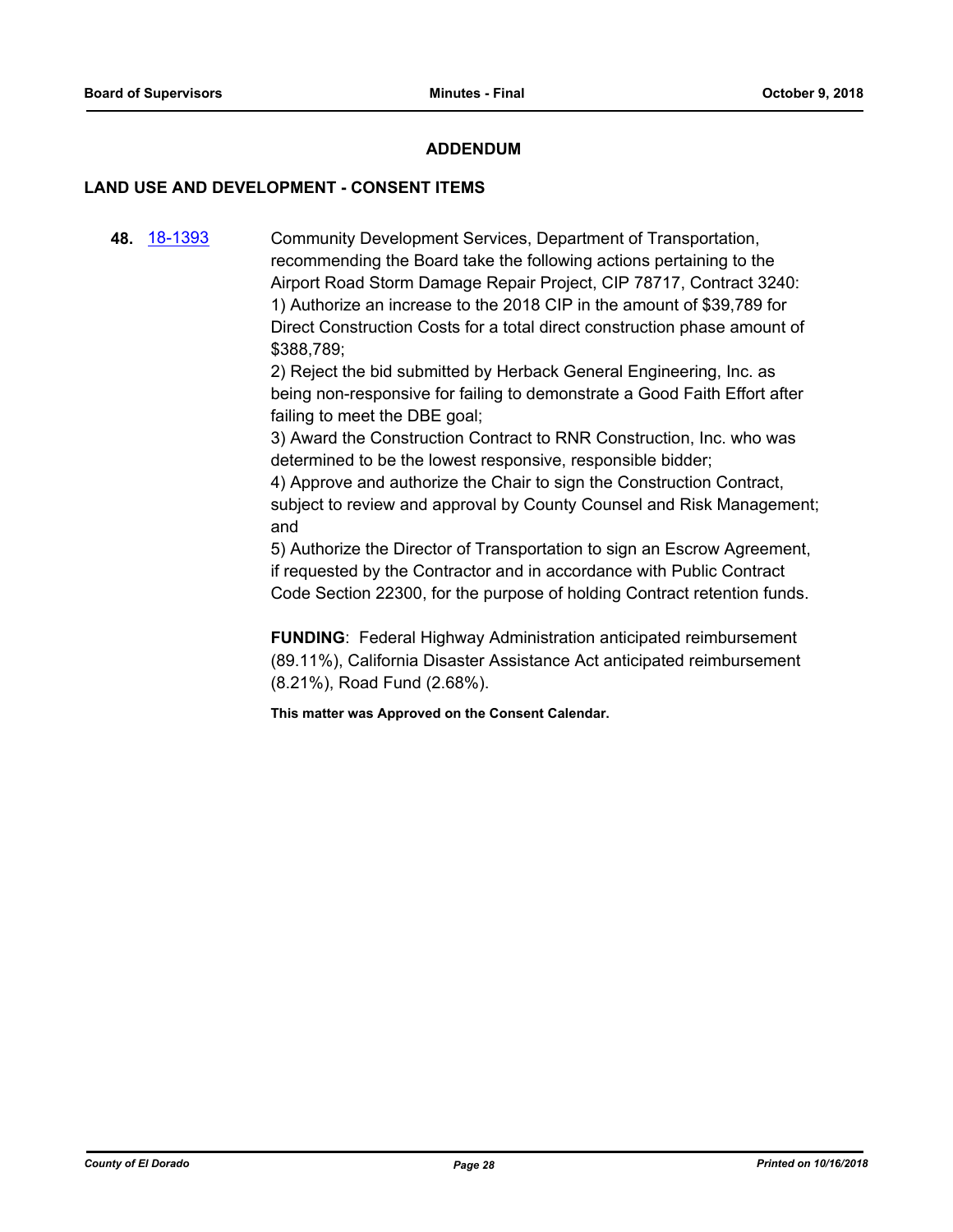## ADDENDUM

### LAND USE AND DEVELOPMENT - CONSENT ITEMS

**48.** 18-1393 Community Development Services, Department of Transportation, recommending the Board take the following actions pertaining to the Airport Road Storm Damage Repair Project, CIP 78717, Contract 3240:
1) Authorize an increase to the 2018 CIP in the amount of $39,789 for Direct Construction Costs for a total direct construction phase amount of $388,789;
2) Reject the bid submitted by Herback General Engineering, Inc. as being non-responsive for failing to demonstrate a Good Faith Effort after failing to meet the DBE goal;
3) Award the Construction Contract to RNR Construction, Inc. who was determined to be the lowest responsive, responsible bidder;
4) Approve and authorize the Chair to sign the Construction Contract, subject to review and approval by County Counsel and Risk Management; and
5) Authorize the Director of Transportation to sign an Escrow Agreement, if requested by the Contractor and in accordance with Public Contract Code Section 22300, for the purpose of holding Contract retention funds.

**FUNDING**: Federal Highway Administration anticipated reimbursement (89.11%), California Disaster Assistance Act anticipated reimbursement (8.21%), Road Fund (2.68%).

**This matter was Approved on the Consent Calendar.**